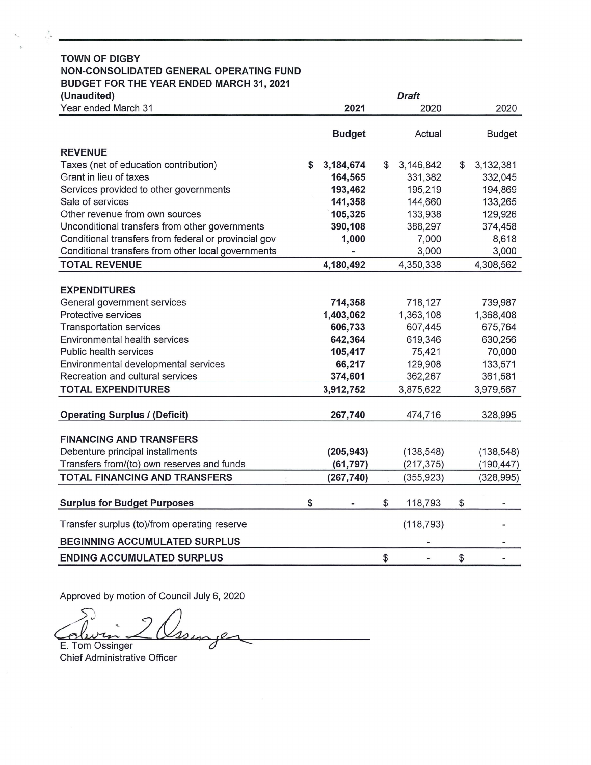**TOWN OF DIGBY**
**NON-CONSOLIDATED GENERAL OPERATING FUND**
**BUDGET FOR THE YEAR ENDED MARCH 31, 2021**
**(Unaudited)**

| Year ended March 31 | 2021 | *Draft* 2020 | 2020 |
|---|---|---|---|
| | **Budget** | Actual | Budget |
| **REVENUE** | | | |
| Taxes (net of education contribution) | **$ 3,184,674** | $ 3,146,842 | $ 3,132,381 |
| Grant in lieu of taxes | **164,565** | 331,382 | 332,045 |
| Services provided to other governments | **193,462** | 195,219 | 194,869 |
| Sale of services | **141,358** | 144,660 | 133,265 |
| Other revenue from own sources | **105,325** | 133,938 | 129,926 |
| Unconditional transfers from other governments | **390,108** | 388,297 | 374,458 |
| Conditional transfers from federal or provincial gov | **1,000** | 7,000 | 8,618 |
| Conditional transfers from other local governments | **-** | 3,000 | 3,000 |
| **TOTAL REVENUE** | **4,180,492** | 4,350,338 | 4,308,562 |
| **EXPENDITURES** | | | |
| General government services | **714,358** | 718,127 | 739,987 |
| Protective services | **1,403,062** | 1,363,108 | 1,368,408 |
| Transportation services | **606,733** | 607,445 | 675,764 |
| Environmental health services | **642,364** | 619,346 | 630,256 |
| Public health services | **105,417** | 75,421 | 70,000 |
| Environmental developmental services | **66,217** | 129,908 | 133,571 |
| Recreation and cultural services | **374,601** | 362,267 | 361,581 |
| **TOTAL EXPENDITURES** | **3,912,752** | 3,875,622 | 3,979,567 |
| **Operating Surplus / (Deficit)** | **267,740** | 474,716 | 328,995 |
| **FINANCING AND TRANSFERS** | | | |
| Debenture principal installments | **(205,943)** | (138,548) | (138,548) |
| Transfers from/(to) own reserves and funds | **(61,797)** | (217,375) | (190,447) |
| **TOTAL FINANCING AND TRANSFERS** | **(267,740)** | (355,923) | (328,995) |
| **Surplus for Budget Purposes** | **$ -** | $ 118,793 | $ - |
| Transfer surplus (to)/from operating reserve | | (118,793) | - |
| **BEGINNING ACCUMULATED SURPLUS** | | - | - |
| **ENDING ACCUMULATED SURPLUS** | | $ - | $ - |

Approved by motion of Council July 6, 2020

E. Tom Ossinger
Chief Administrative Officer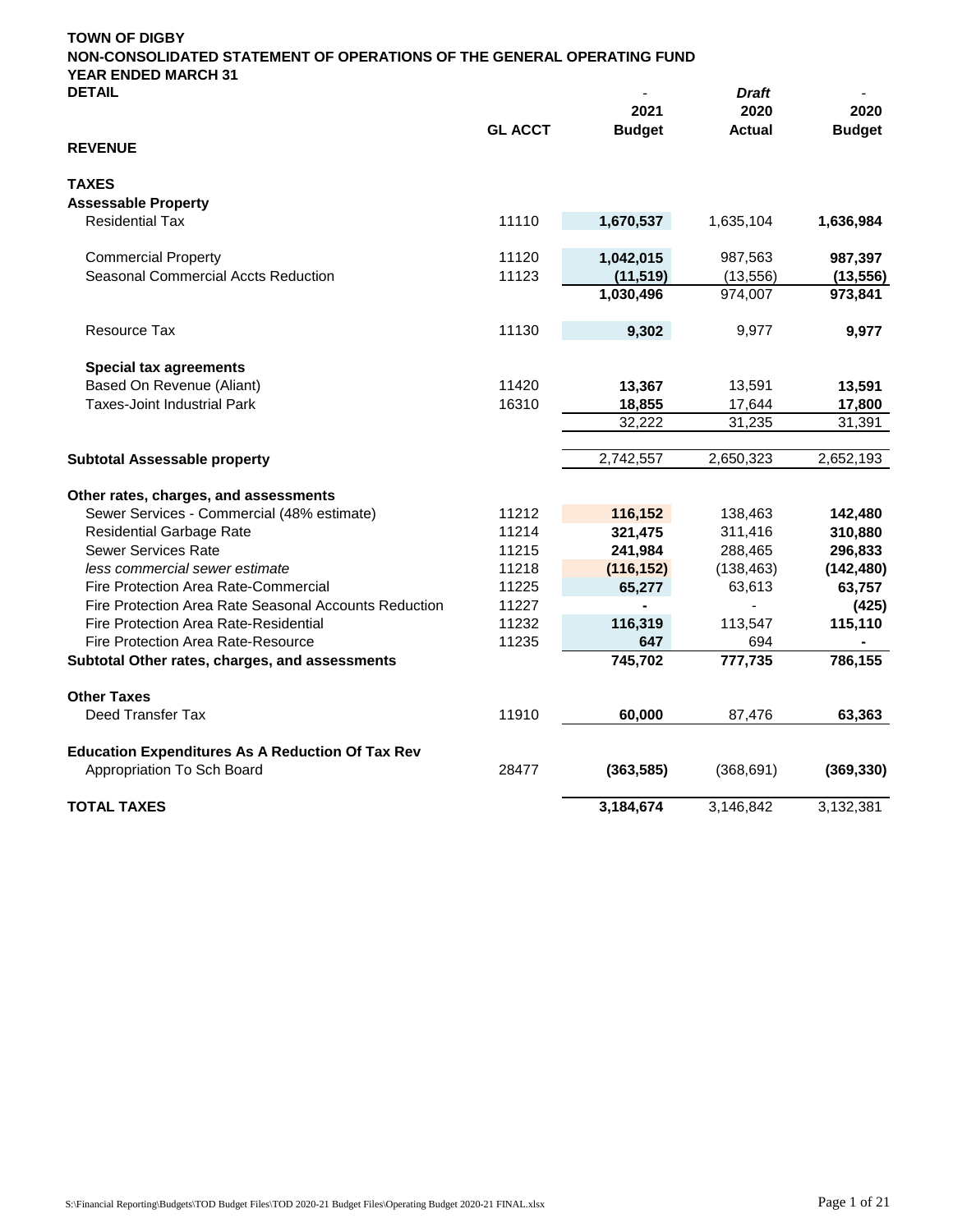**TOWN OF DIGBY**
**NON-CONSOLIDATED STATEMENT OF OPERATIONS OF THE GENERAL OPERATING FUND**
**YEAR ENDED MARCH 31**
**DETAIL**

| | GL ACCT | - 2021 Budget | *Draft* 2020 Actual | - 2020 Budget |
|---|---|---|---|---|
| **REVENUE** | | | | |
| | | | | |
| **TAXES** | | | | |
| **Assessable Property** | | | | |
| Residential Tax | 11110 | **1,670,537** | 1,635,104 | **1,636,984** |
| | | | | |
| Commercial Property | 11120 | **1,042,015** | 987,563 | **987,397** |
| Seasonal Commercial Accts Reduction | 11123 | **(11,519)** | (13,556) | **(13,556)** |
| | | **1,030,496** | 974,007 | **973,841** |
| | | | | |
| Resource Tax | 11130 | **9,302** | 9,977 | **9,977** |
| | | | | |
| **Special tax agreements** | | | | |
| Based On Revenue (Aliant) | 11420 | **13,367** | 13,591 | **13,591** |
| Taxes-Joint Industrial Park | 16310 | **18,855** | 17,644 | **17,800** |
| | | 32,222 | 31,235 | 31,391 |
| | | | | |
| **Subtotal Assessable property** | | 2,742,557 | 2,650,323 | 2,652,193 |
| | | | | |
| **Other rates, charges, and assessments** | | | | |
| Sewer Services - Commercial (48% estimate) | 11212 | **116,152** | 138,463 | **142,480** |
| Residential Garbage Rate | 11214 | **321,475** | 311,416 | **310,880** |
| Sewer Services Rate | 11215 | **241,984** | 288,465 | **296,833** |
| *less commercial sewer estimate* | 11218 | **(116,152)** | (138,463) | **(142,480)** |
| Fire Protection Area Rate-Commercial | 11225 | **65,277** | 63,613 | **63,757** |
| Fire Protection Area Rate Seasonal Accounts Reduction | 11227 | **-** | - | **(425)** |
| Fire Protection Area Rate-Residential | 11232 | **116,319** | 113,547 | **115,110** |
| Fire Protection Area Rate-Resource | 11235 | **647** | 694 | **-** |
| **Subtotal Other rates, charges, and assessments** | | **745,702** | **777,735** | **786,155** |
| | | | | |
| **Other Taxes** | | | | |
| Deed Transfer Tax | 11910 | **60,000** | 87,476 | **63,363** |
| | | | | |
| **Education Expenditures As A Reduction Of Tax Rev** | | | | |
| Appropriation To Sch Board | 28477 | **(363,585)** | (368,691) | **(369,330)** |
| | | | | |
| **TOTAL TAXES** | | **3,184,674** | 3,146,842 | 3,132,381 |

S:\Financial Reporting\Budgets\TOD Budget Files\TOD 2020-21 Budget Files\Operating Budget 2020-21 FINAL.xlsx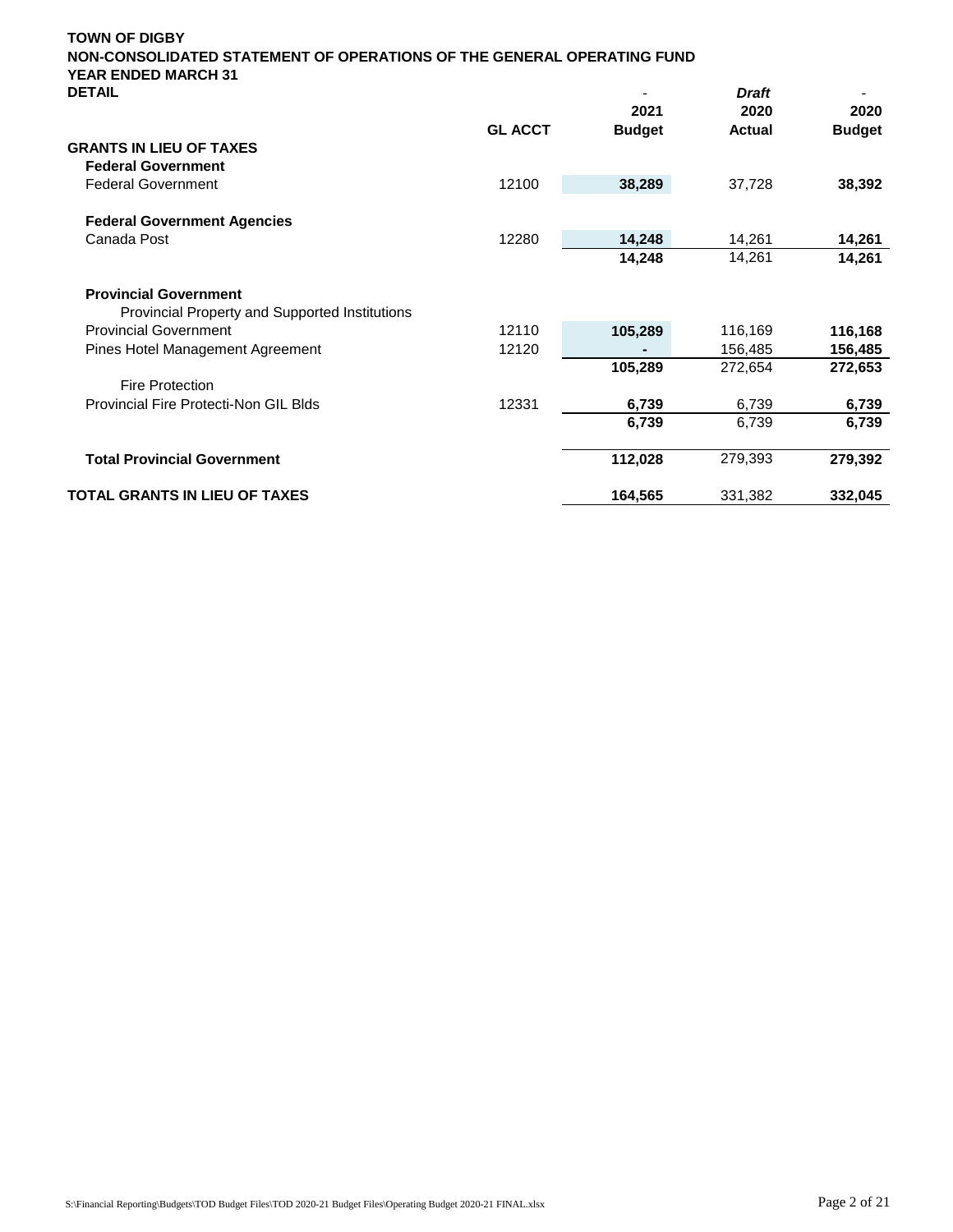**TOWN OF DIGBY**
**NON-CONSOLIDATED STATEMENT OF OPERATIONS OF THE GENERAL OPERATING FUND**
**YEAR ENDED MARCH 31**
**DETAIL**

| | GL ACCT | - 2021 Budget | *Draft* 2020 Actual | - 2020 Budget |
|---|---|---|---|---|
| **GRANTS IN LIEU OF TAXES** | | | | |
| **Federal Government** | | | | |
| Federal Government | 12100 | **38,289** | 37,728 | **38,392** |
| | | | | |
| **Federal Government Agencies** | | | | |
| Canada Post | 12280 | **14,248** | 14,261 | **14,261** |
| | | **14,248** | 14,261 | **14,261** |
| | | | | |
| **Provincial Government** | | | | |
| Provincial Property and Supported Institutions | | | | |
| Provincial Government | 12110 | **105,289** | 116,169 | **116,168** |
| Pines Hotel Management Agreement | 12120 | **-** | 156,485 | **156,485** |
| | | **105,289** | 272,654 | **272,653** |
| Fire Protection | | | | |
| Provincial Fire Protecti-Non GIL Blds | 12331 | **6,739** | 6,739 | **6,739** |
| | | **6,739** | 6,739 | **6,739** |
| | | | | |
| **Total Provincial Government** | | **112,028** | 279,393 | **279,392** |
| | | | | |
| **TOTAL GRANTS IN LIEU OF TAXES** | | **164,565** | 331,382 | **332,045** |

S:\Financial Reporting\Budgets\TOD Budget Files\TOD 2020-21 Budget Files\Operating Budget 2020-21 FINAL.xlsx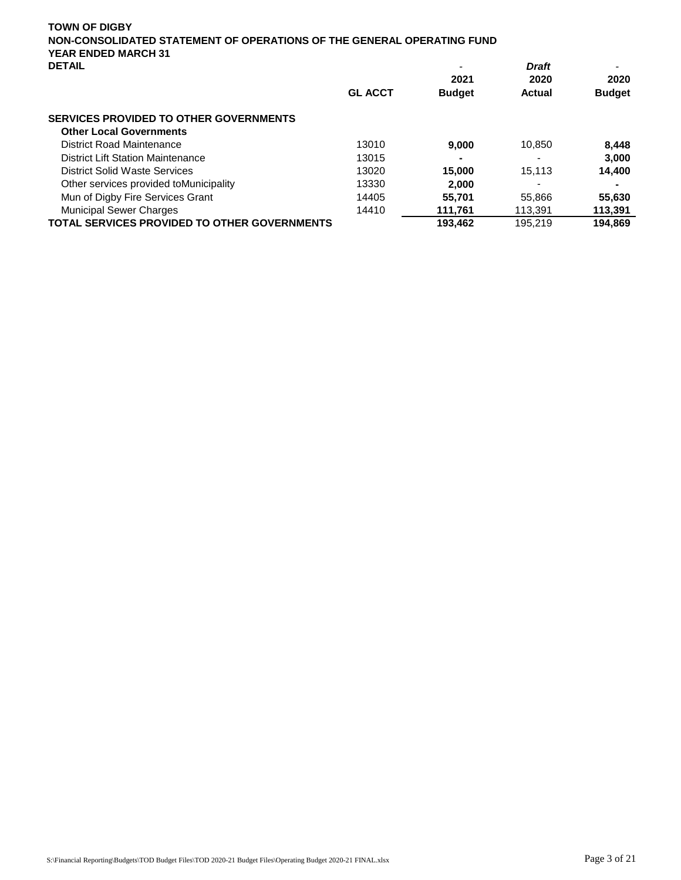**TOWN OF DIGBY**
**NON-CONSOLIDATED STATEMENT OF OPERATIONS OF THE GENERAL OPERATING FUND**
**YEAR ENDED MARCH 31**
**DETAIL**

| | GL ACCT | 2021 Budget | *Draft* 2020 Actual | 2020 Budget |
|---|---|---|---|---|
| **SERVICES PROVIDED TO OTHER GOVERNMENTS** | | | | |
| **Other Local Governments** | | | | |
| District Road Maintenance | 13010 | **9,000** | 10,850 | **8,448** |
| District Lift Station Maintenance | 13015 | **-** | - | **3,000** |
| District Solid Waste Services | 13020 | **15,000** | 15,113 | **14,400** |
| Other services provided toMunicipality | 13330 | **2,000** | - | **-** |
| Mun of Digby Fire Services Grant | 14405 | **55,701** | 55,866 | **55,630** |
| Municipal Sewer Charges | 14410 | **111,761** | 113,391 | **113,391** |
| **TOTAL SERVICES PROVIDED TO OTHER GOVERNMENTS** | | **193,462** | 195,219 | **194,869** |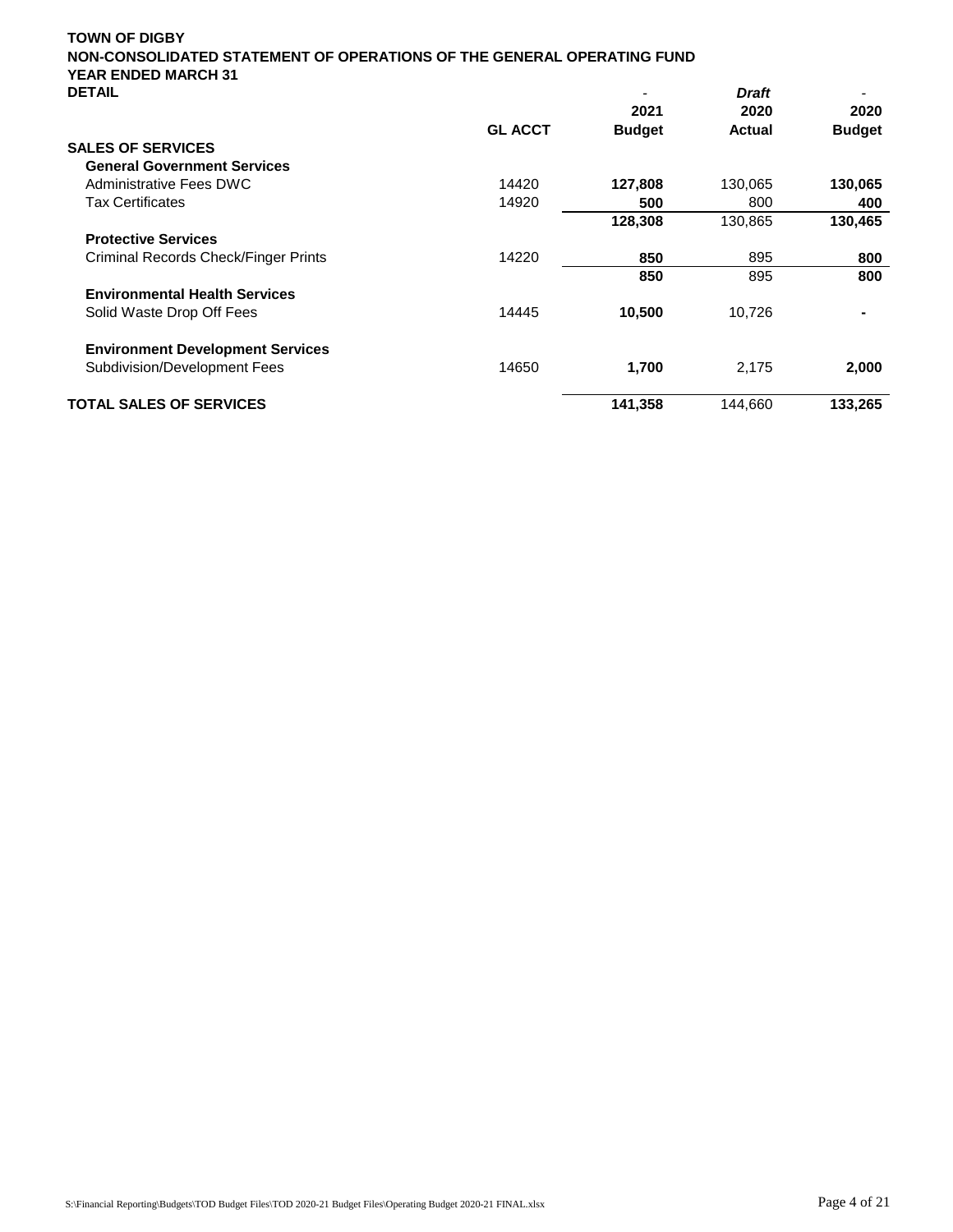**TOWN OF DIGBY**
**NON-CONSOLIDATED STATEMENT OF OPERATIONS OF THE GENERAL OPERATING FUND**
**YEAR ENDED MARCH 31**
**DETAIL**

| | GL ACCT | 2021 Budget | *Draft* 2020 Actual | 2020 Budget |
|---|---|---|---|---|
| **SALES OF SERVICES** | | | | |
| **General Government Services** | | | | |
| Administrative Fees DWC | 14420 | **127,808** | 130,065 | **130,065** |
| Tax Certificates | 14920 | **500** | 800 | **400** |
| | | **128,308** | 130,865 | **130,465** |
| **Protective Services** | | | | |
| Criminal Records Check/Finger Prints | 14220 | **850** | 895 | **800** |
| | | **850** | 895 | **800** |
| **Environmental Health Services** | | | | |
| Solid Waste Drop Off Fees | 14445 | **10,500** | 10,726 | **-** |
| **Environment Development Services** | | | | |
| Subdivision/Development Fees | 14650 | **1,700** | 2,175 | **2,000** |
| **TOTAL SALES OF SERVICES** | | **141,358** | 144,660 | **133,265** |

S:\Financial Reporting\Budgets\TOD Budget Files\TOD 2020-21 Budget Files\Operating Budget 2020-21 FINAL.xlsx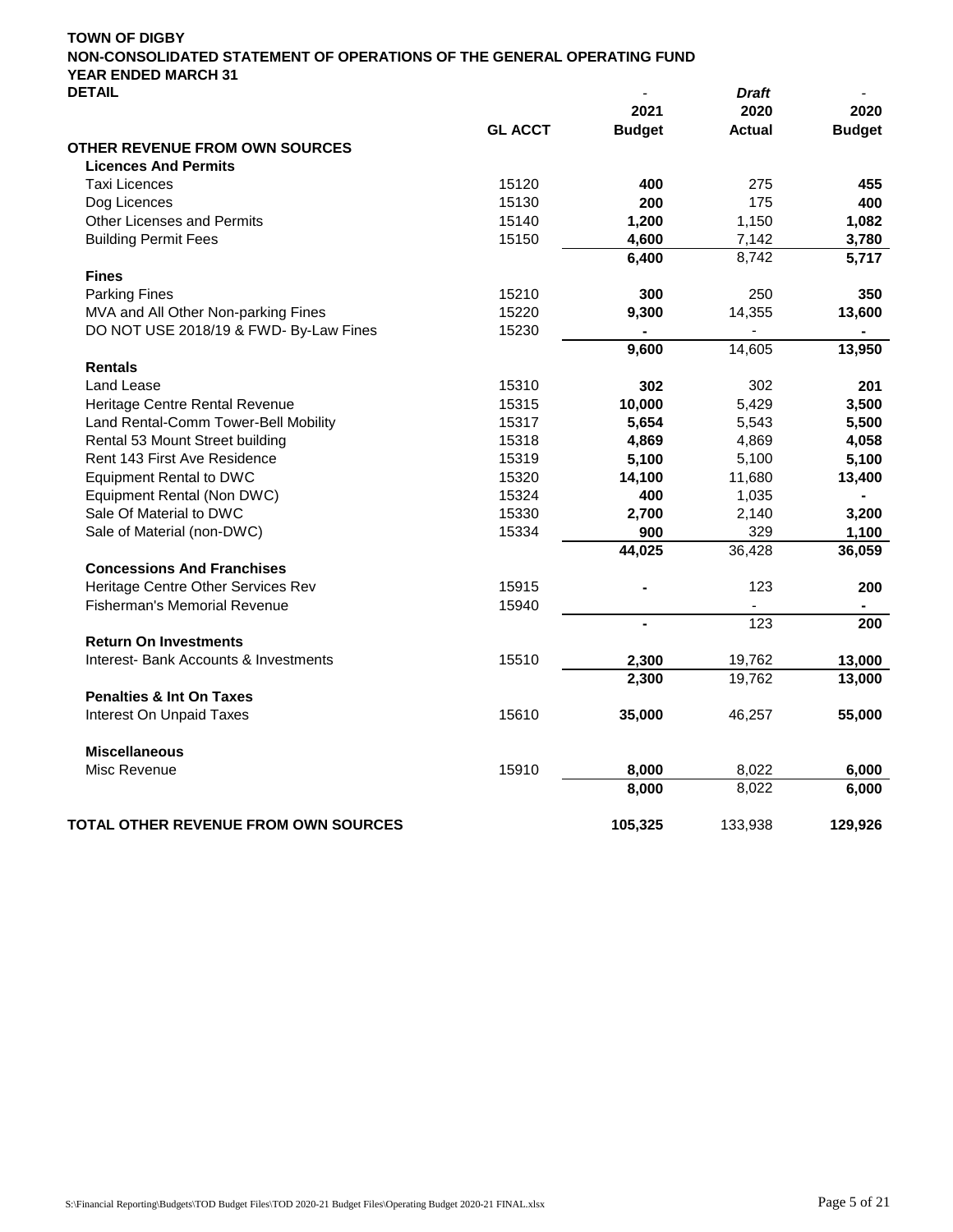**TOWN OF DIGBY**
**NON-CONSOLIDATED STATEMENT OF OPERATIONS OF THE GENERAL OPERATING FUND**
**YEAR ENDED MARCH 31**
**DETAIL**

| | GL ACCT | - 2021 Budget | *Draft* 2020 Actual | - 2020 Budget |
|---|---|---|---|---|
| **OTHER REVENUE FROM OWN SOURCES** | | | | |
| **Licences And Permits** | | | | |
| Taxi Licences | 15120 | **400** | 275 | **455** |
| Dog Licences | 15130 | **200** | 175 | **400** |
| Other Licenses and Permits | 15140 | **1,200** | 1,150 | **1,082** |
| Building Permit Fees | 15150 | **4,600** | 7,142 | **3,780** |
| | | **6,400** | 8,742 | **5,717** |
| **Fines** | | | | |
| Parking Fines | 15210 | **300** | 250 | **350** |
| MVA and All Other Non-parking Fines | 15220 | **9,300** | 14,355 | **13,600** |
| DO NOT USE 2018/19 & FWD- By-Law Fines | 15230 | **-** | - | **-** |
| | | **9,600** | 14,605 | **13,950** |
| **Rentals** | | | | |
| Land Lease | 15310 | **302** | 302 | **201** |
| Heritage Centre Rental Revenue | 15315 | **10,000** | 5,429 | **3,500** |
| Land Rental-Comm Tower-Bell Mobility | 15317 | **5,654** | 5,543 | **5,500** |
| Rental 53 Mount Street building | 15318 | **4,869** | 4,869 | **4,058** |
| Rent 143 First Ave Residence | 15319 | **5,100** | 5,100 | **5,100** |
| Equipment Rental to DWC | 15320 | **14,100** | 11,680 | **13,400** |
| Equipment Rental (Non DWC) | 15324 | **400** | 1,035 | **-** |
| Sale Of Material to DWC | 15330 | **2,700** | 2,140 | **3,200** |
| Sale of Material (non-DWC) | 15334 | **900** | 329 | **1,100** |
| | | **44,025** | 36,428 | **36,059** |
| **Concessions And Franchises** | | | | |
| Heritage Centre Other Services Rev | 15915 | **-** | 123 | **200** |
| Fisherman's Memorial Revenue | 15940 | | - | **-** |
| | | **-** | 123 | **200** |
| **Return On Investments** | | | | |
| Interest- Bank Accounts & Investments | 15510 | **2,300** | 19,762 | **13,000** |
| | | **2,300** | 19,762 | **13,000** |
| **Penalties & Int On Taxes** | | | | |
| Interest On Unpaid Taxes | 15610 | **35,000** | 46,257 | **55,000** |
| **Miscellaneous** | | | | |
| Misc Revenue | 15910 | **8,000** | 8,022 | **6,000** |
| | | **8,000** | 8,022 | **6,000** |
| **TOTAL OTHER REVENUE FROM OWN SOURCES** | | **105,325** | 133,938 | **129,926** |

S:\Financial Reporting\Budgets\TOD Budget Files\TOD 2020-21 Budget Files\Operating Budget 2020-21 FINAL.xlsx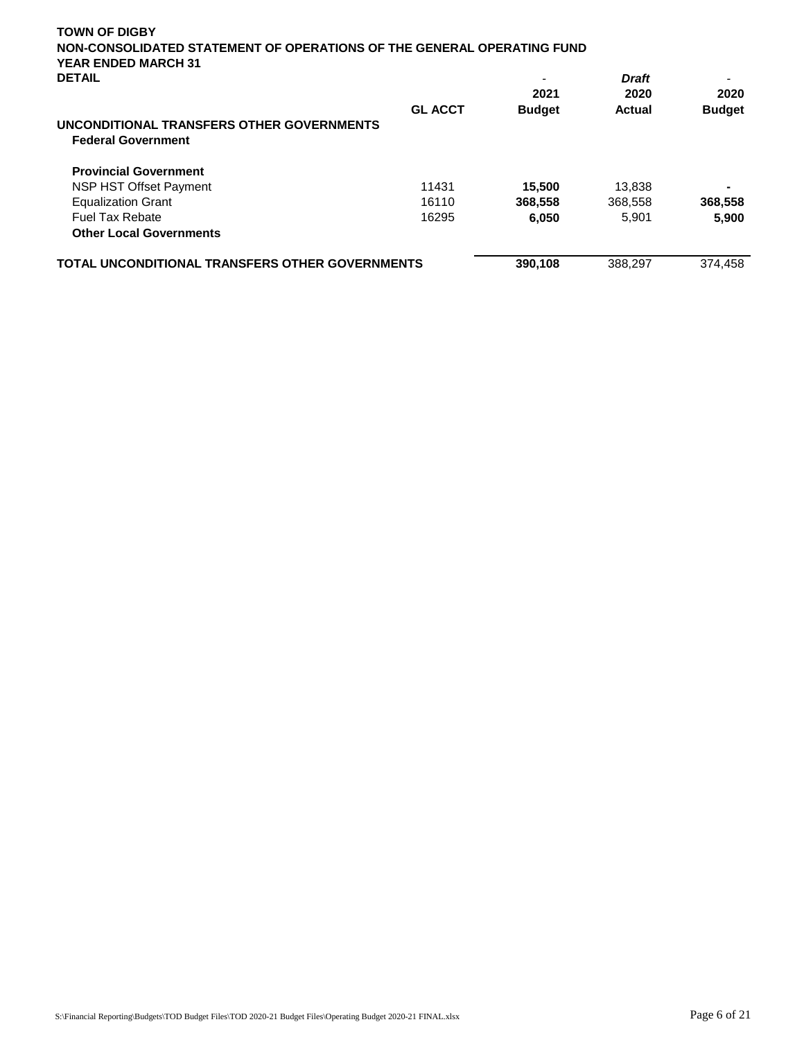**TOWN OF DIGBY**
**NON-CONSOLIDATED STATEMENT OF OPERATIONS OF THE GENERAL OPERATING FUND**
**YEAR ENDED MARCH 31**
**DETAIL**

| | GL ACCT | - 2021 Budget | *Draft* 2020 Actual | - 2020 Budget |
|---|---|---|---|---|
| **UNCONDITIONAL TRANSFERS OTHER GOVERNMENTS** | | | | |
| **Federal Government** | | | | |
| **Provincial Government** | | | | |
| NSP HST Offset Payment | 11431 | **15,500** | 13,838 | **-** |
| Equalization Grant | 16110 | **368,558** | 368,558 | **368,558** |
| Fuel Tax Rebate | 16295 | **6,050** | 5,901 | **5,900** |
| **Other Local Governments** | | | | |
| **TOTAL UNCONDITIONAL TRANSFERS OTHER GOVERNMENTS** | | **390,108** | 388,297 | 374,458 |

S:\Financial Reporting\Budgets\TOD Budget Files\TOD 2020-21 Budget Files\Operating Budget 2020-21 FINAL.xlsx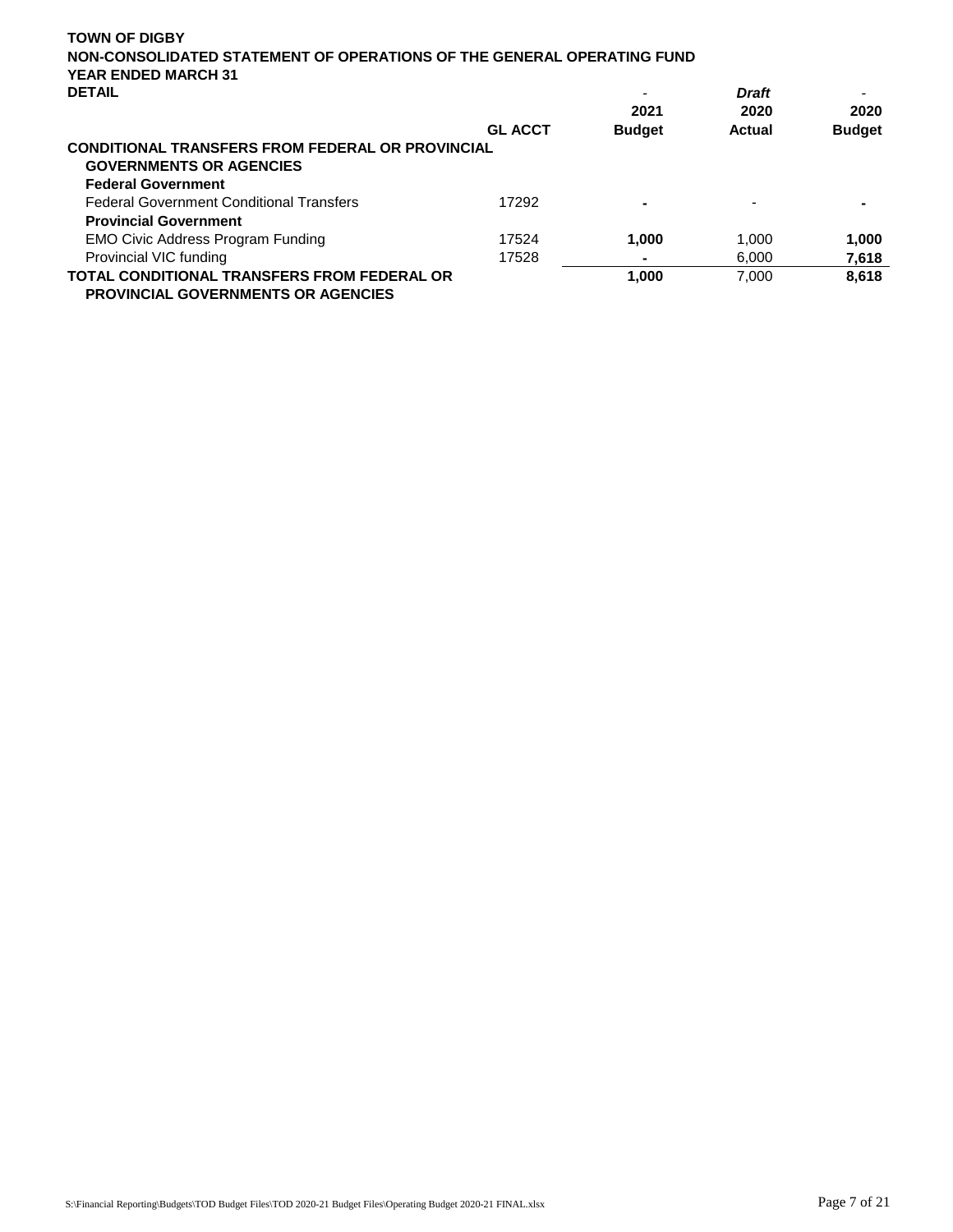**TOWN OF DIGBY**
**NON-CONSOLIDATED STATEMENT OF OPERATIONS OF THE GENERAL OPERATING FUND**
**YEAR ENDED MARCH 31**
**DETAIL**

| | GL ACCT | 2021 Budget | *Draft* 2020 Actual | 2020 Budget |
|---|---|---|---|---|
| **CONDITIONAL TRANSFERS FROM FEDERAL OR PROVINCIAL GOVERNMENTS OR AGENCIES** | | | | |
| **Federal Government** | | | | |
| Federal Government Conditional Transfers | 17292 | **-** | - | **-** |
| **Provincial Government** | | | | |
| EMO Civic Address Program Funding | 17524 | **1,000** | 1,000 | **1,000** |
| Provincial VIC funding | 17528 | **-** | 6,000 | **7,618** |
| **TOTAL CONDITIONAL TRANSFERS FROM FEDERAL OR PROVINCIAL GOVERNMENTS OR AGENCIES** | | **1,000** | 7,000 | **8,618** |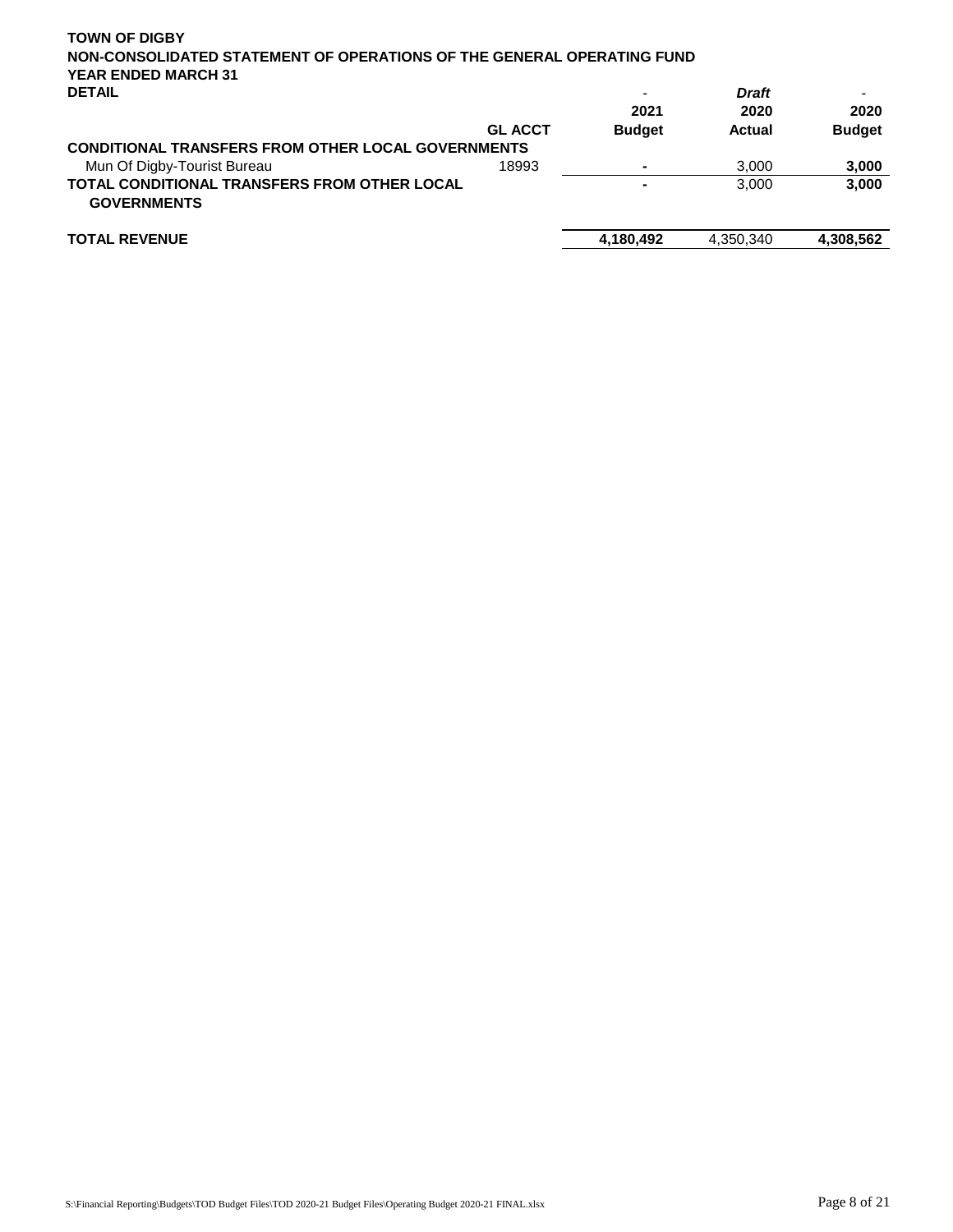**TOWN OF DIGBY**
**NON-CONSOLIDATED STATEMENT OF OPERATIONS OF THE GENERAL OPERATING FUND**
**YEAR ENDED MARCH 31**
**DETAIL**

| | GL ACCT | 2021 Budget | *Draft* 2020 Actual | 2020 Budget |
|---|---|---|---|---|
| **CONDITIONAL TRANSFERS FROM OTHER LOCAL GOVERNMENTS** | | | | |
| Mun Of Digby-Tourist Bureau | 18993 | - | 3,000 | **3,000** |
| **TOTAL CONDITIONAL TRANSFERS FROM OTHER LOCAL GOVERNMENTS** | | - | 3,000 | **3,000** |
| **TOTAL REVENUE** | | **4,180,492** | 4,350,340 | **4,308,562** |

S:\Financial Reporting\Budgets\TOD Budget Files\TOD 2020-21 Budget Files\Operating Budget 2020-21 FINAL.xlsx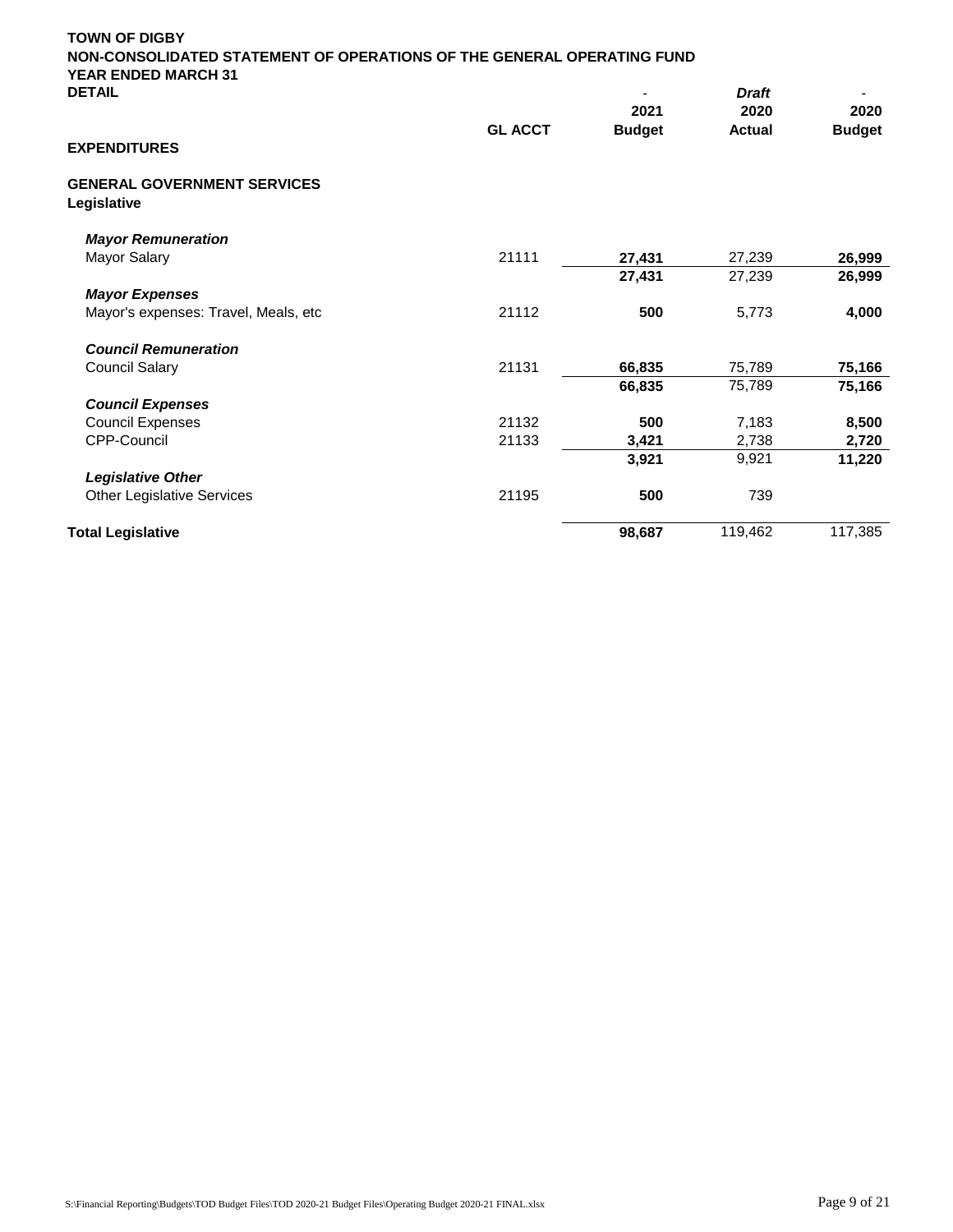**TOWN OF DIGBY**
**NON-CONSOLIDATED STATEMENT OF OPERATIONS OF THE GENERAL OPERATING FUND**
**YEAR ENDED MARCH 31**
**DETAIL**

| | GL ACCT | - 2021 Budget | *Draft* 2020 Actual | - 2020 Budget |
|---|---|---|---|---|
| **EXPENDITURES** | | | | |
| **GENERAL GOVERNMENT SERVICES** | | | | |
| **Legislative** | | | | |
| ***Mayor Remuneration*** | | | | |
| Mayor Salary | 21111 | **27,431** | 27,239 | **26,999** |
| | | **27,431** | 27,239 | **26,999** |
| ***Mayor Expenses*** | | | | |
| Mayor's expenses: Travel, Meals, etc | 21112 | **500** | 5,773 | **4,000** |
| ***Council Remuneration*** | | | | |
| Council Salary | 21131 | **66,835** | 75,789 | **75,166** |
| | | **66,835** | 75,789 | **75,166** |
| ***Council Expenses*** | | | | |
| Council Expenses | 21132 | **500** | 7,183 | **8,500** |
| CPP-Council | 21133 | **3,421** | 2,738 | **2,720** |
| | | **3,921** | 9,921 | **11,220** |
| ***Legislative Other*** | | | | |
| Other Legislative Services | 21195 | **500** | 739 | |
| **Total Legislative** | | **98,687** | 119,462 | 117,385 |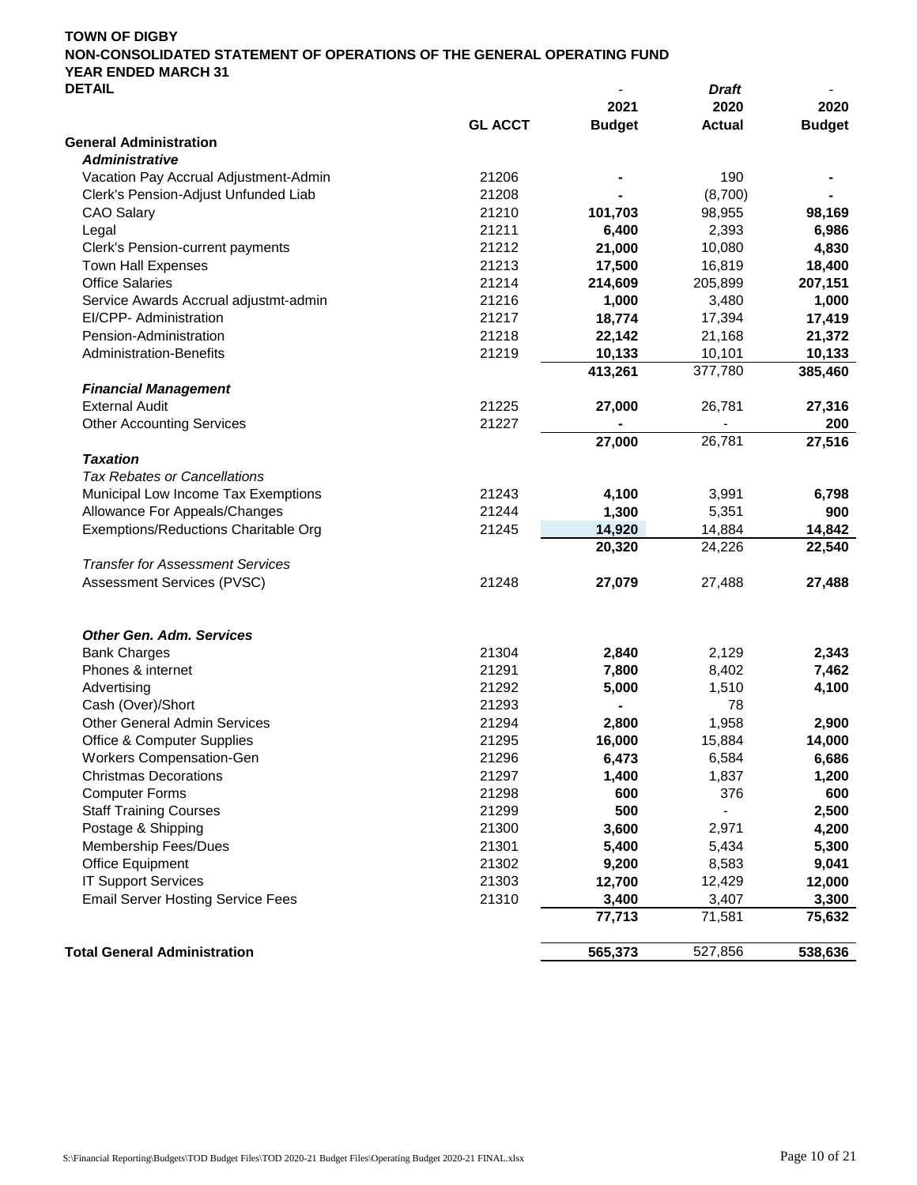**TOWN OF DIGBY**
**NON-CONSOLIDATED STATEMENT OF OPERATIONS OF THE GENERAL OPERATING FUND**
**YEAR ENDED MARCH 31**
**DETAIL**

| | GL ACCT | 2021 Budget | *Draft* 2020 Actual | 2020 Budget |
|---|---|---|---|---|
| **General Administration** | | | | |
| ***Administrative*** | | | | |
| Vacation Pay Accrual Adjustment-Admin | 21206 | **-** | 190 | **-** |
| Clerk's Pension-Adjust Unfunded Liab | 21208 | **-** | (8,700) | **-** |
| CAO Salary | 21210 | **101,703** | 98,955 | **98,169** |
| Legal | 21211 | **6,400** | 2,393 | **6,986** |
| Clerk's Pension-current payments | 21212 | **21,000** | 10,080 | **4,830** |
| Town Hall Expenses | 21213 | **17,500** | 16,819 | **18,400** |
| Office Salaries | 21214 | **214,609** | 205,899 | **207,151** |
| Service Awards Accrual adjustmt-admin | 21216 | **1,000** | 3,480 | **1,000** |
| EI/CPP- Administration | 21217 | **18,774** | 17,394 | **17,419** |
| Pension-Administration | 21218 | **22,142** | 21,168 | **21,372** |
| Administration-Benefits | 21219 | **10,133** | 10,101 | **10,133** |
| | | **413,261** | 377,780 | **385,460** |
| ***Financial Management*** | | | | |
| External Audit | 21225 | **27,000** | 26,781 | **27,316** |
| Other Accounting Services | 21227 | **-** | - | **200** |
| | | **27,000** | 26,781 | **27,516** |
| ***Taxation*** | | | | |
| *Tax Rebates or Cancellations* | | | | |
| Municipal Low Income Tax Exemptions | 21243 | **4,100** | 3,991 | **6,798** |
| Allowance For Appeals/Changes | 21244 | **1,300** | 5,351 | **900** |
| Exemptions/Reductions Charitable Org | 21245 | **14,920** | 14,884 | **14,842** |
| | | **20,320** | 24,226 | **22,540** |
| *Transfer for Assessment Services* | | | | |
| Assessment Services (PVSC) | 21248 | **27,079** | 27,488 | **27,488** |
| ***Other Gen. Adm. Services*** | | | | |
| Bank Charges | 21304 | **2,840** | 2,129 | **2,343** |
| Phones & internet | 21291 | **7,800** | 8,402 | **7,462** |
| Advertising | 21292 | **5,000** | 1,510 | **4,100** |
| Cash (Over)/Short | 21293 | **-** | 78 | |
| Other General Admin Services | 21294 | **2,800** | 1,958 | **2,900** |
| Office & Computer Supplies | 21295 | **16,000** | 15,884 | **14,000** |
| Workers Compensation-Gen | 21296 | **6,473** | 6,584 | **6,686** |
| Christmas Decorations | 21297 | **1,400** | 1,837 | **1,200** |
| Computer Forms | 21298 | **600** | 376 | **600** |
| Staff Training Courses | 21299 | **500** | - | **2,500** |
| Postage & Shipping | 21300 | **3,600** | 2,971 | **4,200** |
| Membership Fees/Dues | 21301 | **5,400** | 5,434 | **5,300** |
| Office Equipment | 21302 | **9,200** | 8,583 | **9,041** |
| IT Support Services | 21303 | **12,700** | 12,429 | **12,000** |
| Email Server Hosting Service Fees | 21310 | **3,400** | 3,407 | **3,300** |
| | | **77,713** | 71,581 | **75,632** |
| **Total General Administration** | | **565,373** | 527,856 | **538,636** |

S:\Financial Reporting\Budgets\TOD Budget Files\TOD 2020-21 Budget Files\Operating Budget 2020-21 FINAL.xlsx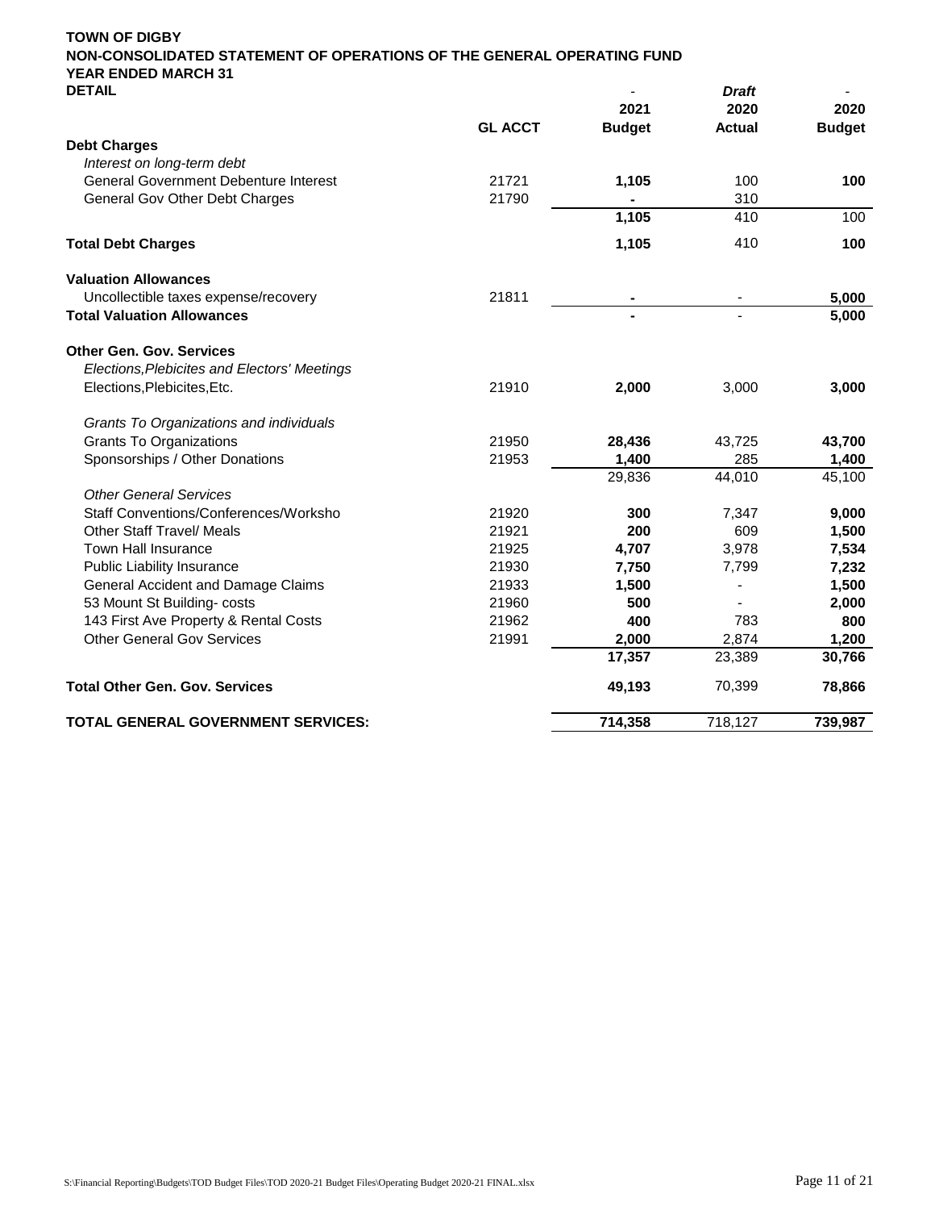**TOWN OF DIGBY**
**NON-CONSOLIDATED STATEMENT OF OPERATIONS OF THE GENERAL OPERATING FUND**
**YEAR ENDED MARCH 31**
**DETAIL**

| | GL ACCT | 2021 Budget | Draft 2020 Actual | 2020 Budget |
|---|---|---|---|---|
| **Debt Charges** | | | | |
| *Interest on long-term debt* | | | | |
| General Government Debenture Interest | 21721 | **1,105** | 100 | **100** |
| General Gov Other Debt Charges | 21790 | **-** | 310 | |
| | | **1,105** | 410 | 100 |
| **Total Debt Charges** | | **1,105** | 410 | **100** |
| **Valuation Allowances** | | | | |
| Uncollectible taxes expense/recovery | 21811 | **-** | - | **5,000** |
| **Total Valuation Allowances** | | **-** | - | **5,000** |
| **Other Gen. Gov. Services** | | | | |
| *Elections,Plebicites and Electors' Meetings* | | | | |
| Elections,Plebicites,Etc. | 21910 | **2,000** | 3,000 | **3,000** |
| *Grants To Organizations and individuals* | | | | |
| Grants To Organizations | 21950 | **28,436** | 43,725 | **43,700** |
| Sponsorships / Other Donations | 21953 | **1,400** | 285 | **1,400** |
| | | 29,836 | 44,010 | 45,100 |
| *Other General Services* | | | | |
| Staff Conventions/Conferences/Worksho | 21920 | **300** | 7,347 | **9,000** |
| Other Staff Travel/ Meals | 21921 | **200** | 609 | **1,500** |
| Town Hall Insurance | 21925 | **4,707** | 3,978 | **7,534** |
| Public Liability Insurance | 21930 | **7,750** | 7,799 | **7,232** |
| General Accident and Damage Claims | 21933 | **1,500** | - | **1,500** |
| 53 Mount St Building- costs | 21960 | **500** | - | **2,000** |
| 143 First Ave Property & Rental Costs | 21962 | **400** | 783 | **800** |
| Other General Gov Services | 21991 | **2,000** | 2,874 | **1,200** |
| | | **17,357** | 23,389 | **30,766** |
| **Total Other Gen. Gov. Services** | | **49,193** | 70,399 | **78,866** |
| **TOTAL GENERAL GOVERNMENT SERVICES:** | | **714,358** | 718,127 | **739,987** |

S:\Financial Reporting\Budgets\TOD Budget Files\TOD 2020-21 Budget Files\Operating Budget 2020-21 FINAL.xlsx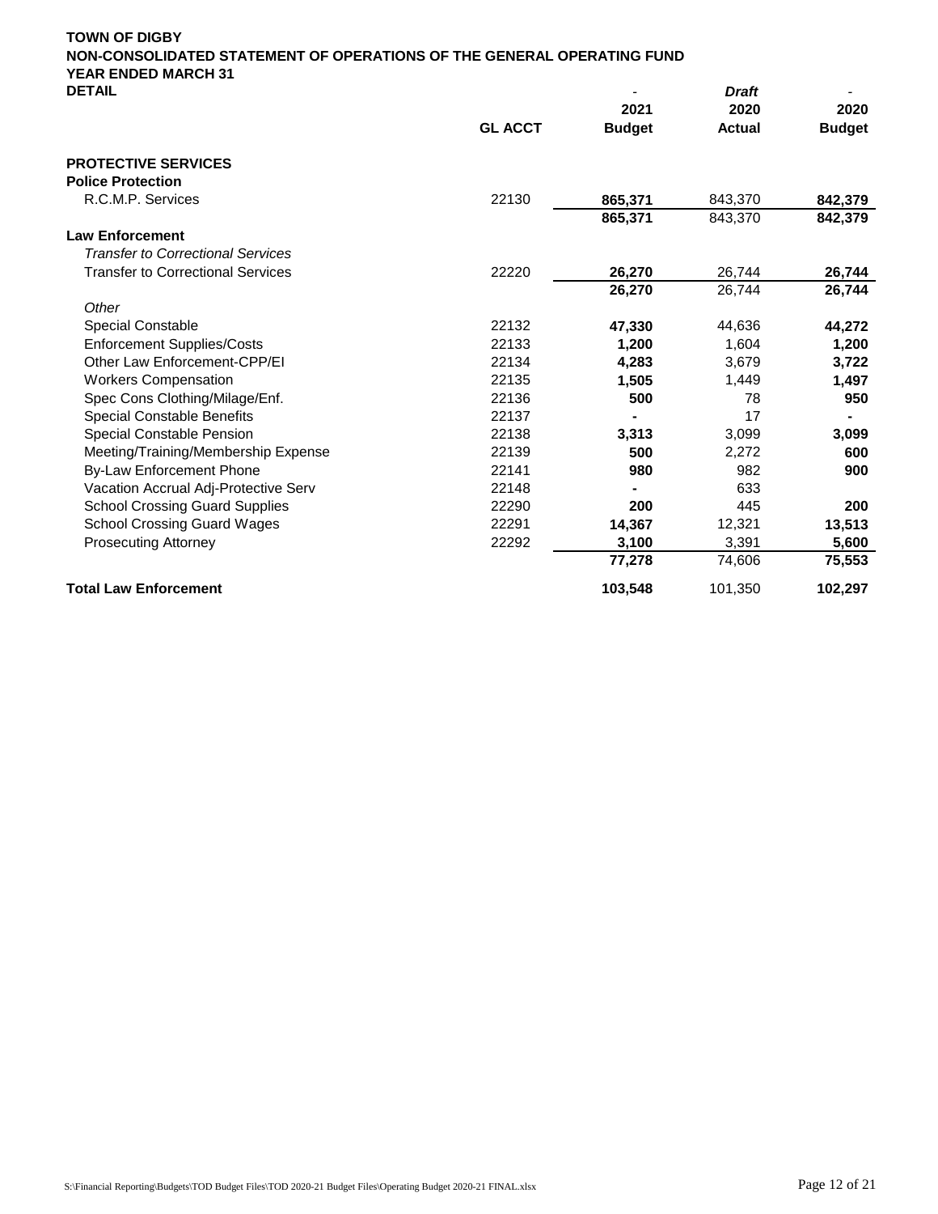**TOWN OF DIGBY**
**NON-CONSOLIDATED STATEMENT OF OPERATIONS OF THE GENERAL OPERATING FUND**
**YEAR ENDED MARCH 31**
**DETAIL**

| | GL ACCT | - 2021 Budget | *Draft* 2020 Actual | - 2020 Budget |
|---|---|---|---|---|
| **PROTECTIVE SERVICES** | | | | |
| **Police Protection** | | | | |
| R.C.M.P. Services | 22130 | **865,371** | 843,370 | **842,379** |
| | | **865,371** | 843,370 | **842,379** |
| **Law Enforcement** | | | | |
| *Transfer to Correctional Services* | | | | |
| Transfer to Correctional Services | 22220 | **26,270** | 26,744 | **26,744** |
| | | **26,270** | 26,744 | **26,744** |
| *Other* | | | | |
| Special Constable | 22132 | **47,330** | 44,636 | **44,272** |
| Enforcement Supplies/Costs | 22133 | **1,200** | 1,604 | **1,200** |
| Other Law Enforcement-CPP/EI | 22134 | **4,283** | 3,679 | **3,722** |
| Workers Compensation | 22135 | **1,505** | 1,449 | **1,497** |
| Spec Cons Clothing/Milage/Enf. | 22136 | **500** | 78 | **950** |
| Special Constable Benefits | 22137 | **-** | 17 | **-** |
| Special Constable Pension | 22138 | **3,313** | 3,099 | **3,099** |
| Meeting/Training/Membership Expense | 22139 | **500** | 2,272 | **600** |
| By-Law Enforcement Phone | 22141 | **980** | 982 | **900** |
| Vacation Accrual Adj-Protective Serv | 22148 | **-** | 633 | |
| School Crossing Guard Supplies | 22290 | **200** | 445 | **200** |
| School Crossing Guard Wages | 22291 | **14,367** | 12,321 | **13,513** |
| Prosecuting Attorney | 22292 | **3,100** | 3,391 | **5,600** |
| | | **77,278** | 74,606 | **75,553** |
| **Total Law Enforcement** | | **103,548** | 101,350 | **102,297** |

S:\Financial Reporting\Budgets\TOD Budget Files\TOD 2020-21 Budget Files\Operating Budget 2020-21 FINAL.xlsx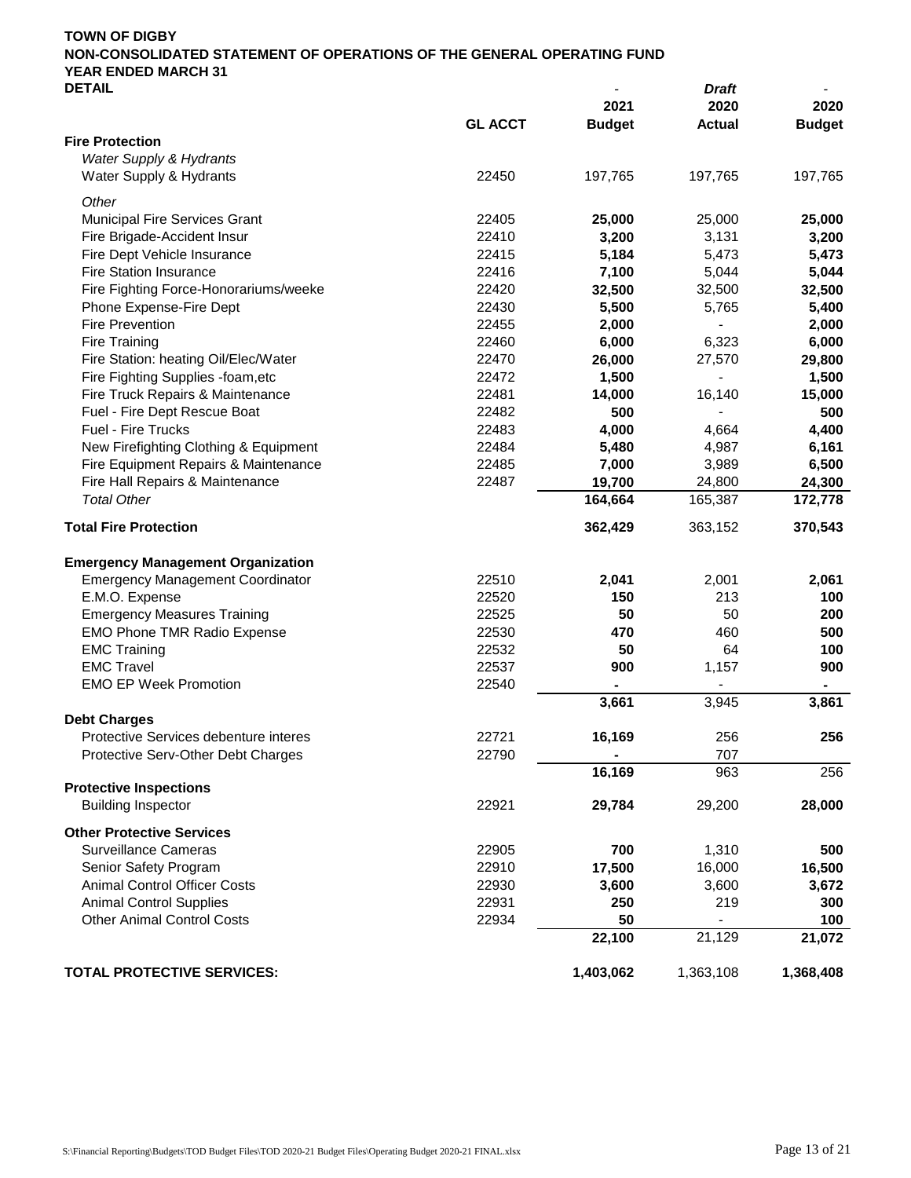**TOWN OF DIGBY**
**NON-CONSOLIDATED STATEMENT OF OPERATIONS OF THE GENERAL OPERATING FUND**
**YEAR ENDED MARCH 31**
**DETAIL**

| | GL ACCT | 2021 Budget | Draft 2020 Actual | 2020 Budget |
|---|---|---|---|---|
| **Fire Protection** | | | | |
| *Water Supply & Hydrants* | | | | |
| Water Supply & Hydrants | 22450 | 197,765 | 197,765 | 197,765 |
| *Other* | | | | |
| Municipal Fire Services Grant | 22405 | **25,000** | 25,000 | **25,000** |
| Fire Brigade-Accident Insur | 22410 | **3,200** | 3,131 | **3,200** |
| Fire Dept Vehicle Insurance | 22415 | **5,184** | 5,473 | **5,473** |
| Fire Station Insurance | 22416 | **7,100** | 5,044 | **5,044** |
| Fire Fighting Force-Honorariums/weeke | 22420 | **32,500** | 32,500 | **32,500** |
| Phone Expense-Fire Dept | 22430 | **5,500** | 5,765 | **5,400** |
| Fire Prevention | 22455 | **2,000** | - | **2,000** |
| Fire Training | 22460 | **6,000** | 6,323 | **6,000** |
| Fire Station: heating Oil/Elec/Water | 22470 | **26,000** | 27,570 | **29,800** |
| Fire Fighting Supplies -foam,etc | 22472 | **1,500** | - | **1,500** |
| Fire Truck Repairs & Maintenance | 22481 | **14,000** | 16,140 | **15,000** |
| Fuel - Fire Dept Rescue Boat | 22482 | **500** | - | **500** |
| Fuel - Fire Trucks | 22483 | **4,000** | 4,664 | **4,400** |
| New Firefighting Clothing & Equipment | 22484 | **5,480** | 4,987 | **6,161** |
| Fire Equipment Repairs & Maintenance | 22485 | **7,000** | 3,989 | **6,500** |
| Fire Hall Repairs & Maintenance | 22487 | **19,700** | 24,800 | **24,300** |
| *Total Other* | | **164,664** | 165,387 | **172,778** |
| **Total Fire Protection** | | **362,429** | 363,152 | **370,543** |
| **Emergency Management Organization** | | | | |
| Emergency Management Coordinator | 22510 | **2,041** | 2,001 | **2,061** |
| E.M.O. Expense | 22520 | **150** | 213 | **100** |
| Emergency Measures Training | 22525 | **50** | 50 | **200** |
| EMO Phone TMR Radio Expense | 22530 | **470** | 460 | **500** |
| EMC Training | 22532 | **50** | 64 | **100** |
| EMC Travel | 22537 | **900** | 1,157 | **900** |
| EMO EP Week Promotion | 22540 | **-** | - | **-** |
| | | **3,661** | 3,945 | **3,861** |
| **Debt Charges** | | | | |
| Protective Services debenture interes | 22721 | **16,169** | 256 | **256** |
| Protective Serv-Other Debt Charges | 22790 | **-** | 707 | |
| | | **16,169** | 963 | 256 |
| **Protective Inspections** | | | | |
| Building Inspector | 22921 | **29,784** | 29,200 | **28,000** |
| **Other Protective Services** | | | | |
| Surveillance Cameras | 22905 | **700** | 1,310 | **500** |
| Senior Safety Program | 22910 | **17,500** | 16,000 | **16,500** |
| Animal Control Officer Costs | 22930 | **3,600** | 3,600 | **3,672** |
| Animal Control Supplies | 22931 | **250** | 219 | **300** |
| Other Animal Control Costs | 22934 | **50** | - | **100** |
| | | **22,100** | 21,129 | **21,072** |
| **TOTAL PROTECTIVE SERVICES:** | | **1,403,062** | 1,363,108 | **1,368,408** |

S:\Financial Reporting\Budgets\TOD Budget Files\TOD 2020-21 Budget Files\Operating Budget 2020-21 FINAL.xlsx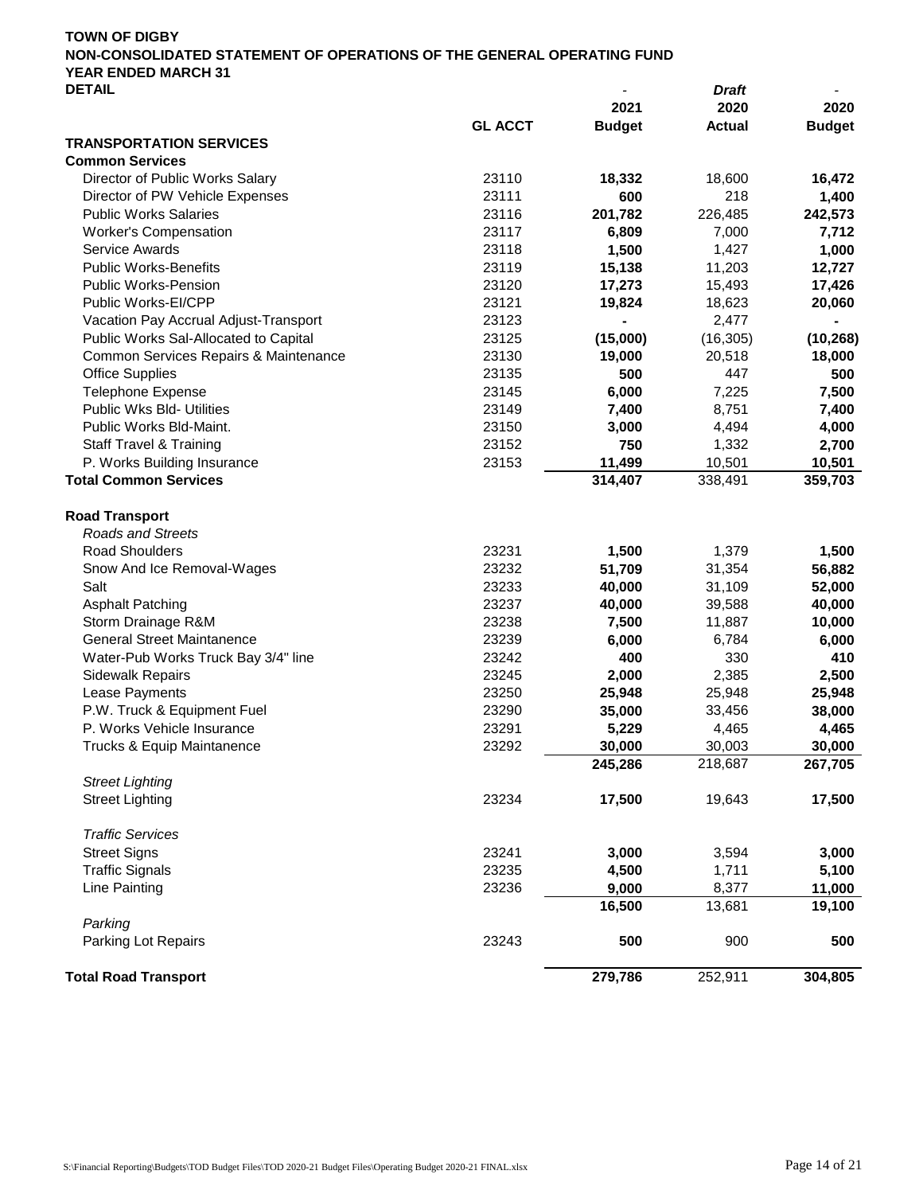**TOWN OF DIGBY**
**NON-CONSOLIDATED STATEMENT OF OPERATIONS OF THE GENERAL OPERATING FUND**
**YEAR ENDED MARCH 31**
**DETAIL**

| | GL ACCT | 2021 Budget | *Draft* 2020 Actual | 2020 Budget |
|---|---|---|---|---|
| **TRANSPORTATION SERVICES** | | | | |
| **Common Services** | | | | |
| Director of Public Works Salary | 23110 | **18,332** | 18,600 | **16,472** |
| Director of PW Vehicle Expenses | 23111 | **600** | 218 | **1,400** |
| Public Works Salaries | 23116 | **201,782** | 226,485 | **242,573** |
| Worker's Compensation | 23117 | **6,809** | 7,000 | **7,712** |
| Service Awards | 23118 | **1,500** | 1,427 | **1,000** |
| Public Works-Benefits | 23119 | **15,138** | 11,203 | **12,727** |
| Public Works-Pension | 23120 | **17,273** | 15,493 | **17,426** |
| Public Works-EI/CPP | 23121 | **19,824** | 18,623 | **20,060** |
| Vacation Pay Accrual Adjust-Transport | 23123 | **-** | 2,477 | **-** |
| Public Works Sal-Allocated to Capital | 23125 | **(15,000)** | (16,305) | **(10,268)** |
| Common Services Repairs & Maintenance | 23130 | **19,000** | 20,518 | **18,000** |
| Office Supplies | 23135 | **500** | 447 | **500** |
| Telephone Expense | 23145 | **6,000** | 7,225 | **7,500** |
| Public Wks Bld- Utilities | 23149 | **7,400** | 8,751 | **7,400** |
| Public Works Bld-Maint. | 23150 | **3,000** | 4,494 | **4,000** |
| Staff Travel & Training | 23152 | **750** | 1,332 | **2,700** |
| P. Works Building Insurance | 23153 | **11,499** | 10,501 | **10,501** |
| **Total Common Services** | | **314,407** | 338,491 | **359,703** |
| | | | | |
| **Road Transport** | | | | |
| *Roads and Streets* | | | | |
| Road Shoulders | 23231 | **1,500** | 1,379 | **1,500** |
| Snow And Ice Removal-Wages | 23232 | **51,709** | 31,354 | **56,882** |
| Salt | 23233 | **40,000** | 31,109 | **52,000** |
| Asphalt Patching | 23237 | **40,000** | 39,588 | **40,000** |
| Storm Drainage R&M | 23238 | **7,500** | 11,887 | **10,000** |
| General Street Maintanence | 23239 | **6,000** | 6,784 | **6,000** |
| Water-Pub Works Truck Bay 3/4" line | 23242 | **400** | 330 | **410** |
| Sidewalk Repairs | 23245 | **2,000** | 2,385 | **2,500** |
| Lease Payments | 23250 | **25,948** | 25,948 | **25,948** |
| P.W. Truck & Equipment Fuel | 23290 | **35,000** | 33,456 | **38,000** |
| P. Works Vehicle Insurance | 23291 | **5,229** | 4,465 | **4,465** |
| Trucks & Equip Maintanence | 23292 | **30,000** | 30,003 | **30,000** |
| | | **245,286** | 218,687 | **267,705** |
| *Street Lighting* | | | | |
| Street Lighting | 23234 | **17,500** | 19,643 | **17,500** |
| | | | | |
| *Traffic Services* | | | | |
| Street Signs | 23241 | **3,000** | 3,594 | **3,000** |
| Traffic Signals | 23235 | **4,500** | 1,711 | **5,100** |
| Line Painting | 23236 | **9,000** | 8,377 | **11,000** |
| | | **16,500** | 13,681 | **19,100** |
| *Parking* | | | | |
| Parking Lot Repairs | 23243 | **500** | 900 | **500** |
| | | | | |
| **Total Road Transport** | | **279,786** | 252,911 | **304,805** |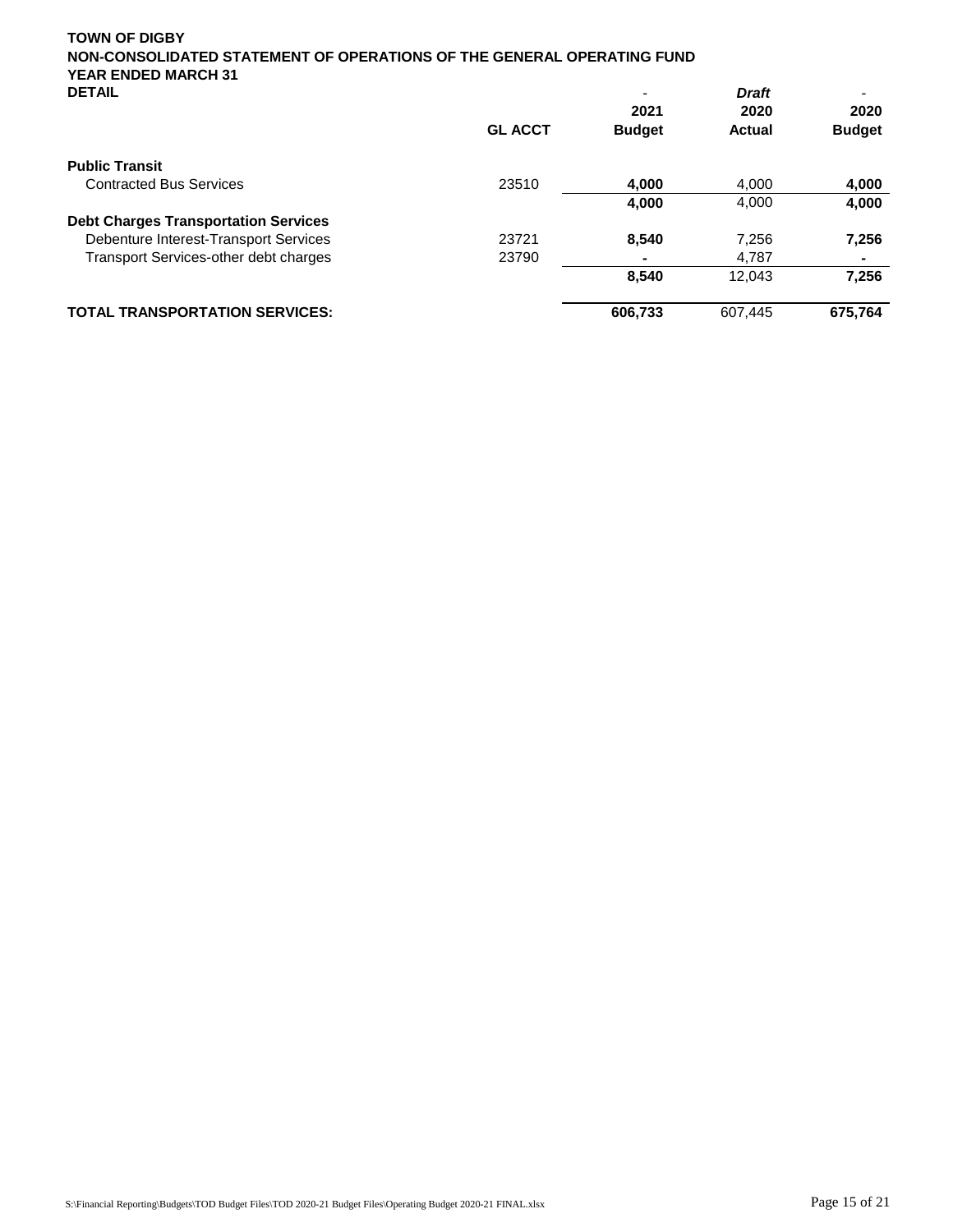**TOWN OF DIGBY**
**NON-CONSOLIDATED STATEMENT OF OPERATIONS OF THE GENERAL OPERATING FUND**
**YEAR ENDED MARCH 31**
**DETAIL**

| | GL ACCT | - 2021 Budget | *Draft* 2020 Actual | - 2020 Budget |
|---|---|---|---|---|
| **Public Transit** | | | | |
| Contracted Bus Services | 23510 | **4,000** | 4,000 | **4,000** |
| | | **4,000** | 4,000 | **4,000** |
| **Debt Charges Transportation Services** | | | | |
| Debenture Interest-Transport Services | 23721 | **8,540** | 7,256 | **7,256** |
| Transport Services-other debt charges | 23790 | **-** | 4,787 | **-** |
| | | **8,540** | 12,043 | **7,256** |
| **TOTAL TRANSPORTATION SERVICES:** | | **606,733** | 607,445 | **675,764** |

S:\Financial Reporting\Budgets\TOD Budget Files\TOD 2020-21 Budget Files\Operating Budget 2020-21 FINAL.xlsx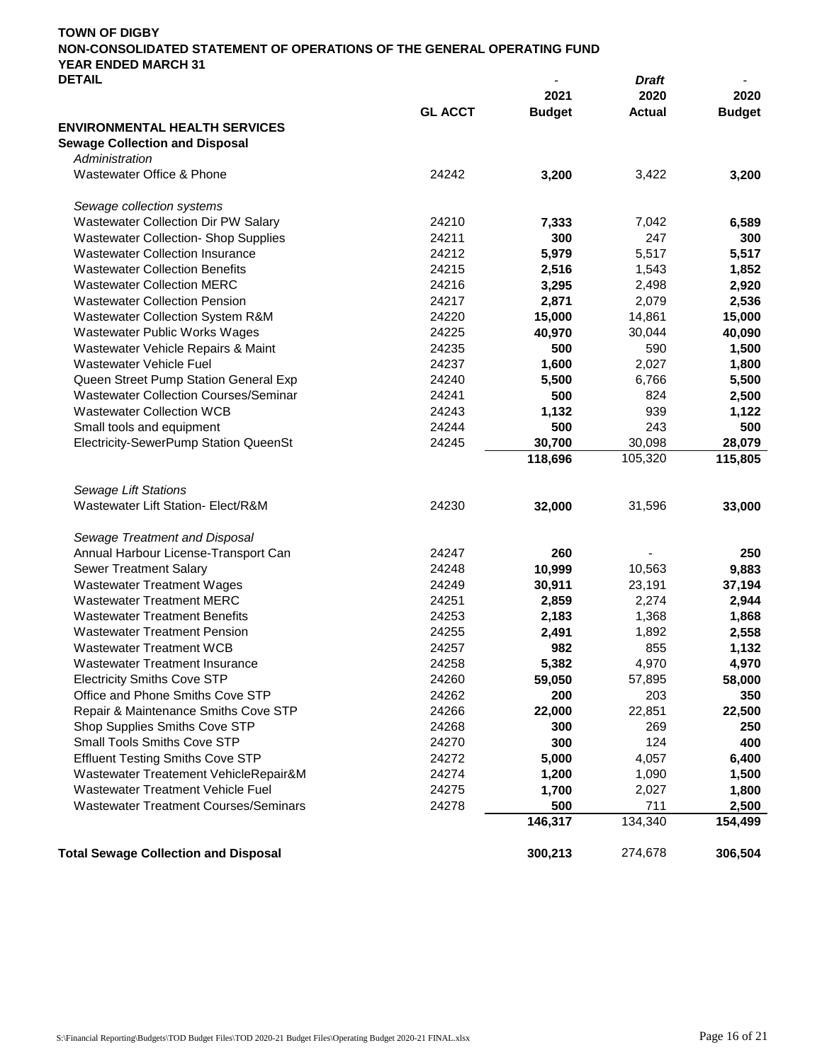**TOWN OF DIGBY**
**NON-CONSOLIDATED STATEMENT OF OPERATIONS OF THE GENERAL OPERATING FUND**
**YEAR ENDED MARCH 31**
**DETAIL**

| | GL ACCT | - 2021 Budget | *Draft* 2020 Actual | - 2020 Budget |
|---|---|---|---|---|
| **ENVIRONMENTAL HEALTH SERVICES** | | | | |
| **Sewage Collection and Disposal** | | | | |
| *Administration* | | | | |
| Wastewater Office & Phone | 24242 | **3,200** | 3,422 | **3,200** |
| | | | | |
| *Sewage collection systems* | | | | |
| Wastewater Collection Dir PW Salary | 24210 | **7,333** | 7,042 | **6,589** |
| Wastewater Collection- Shop Supplies | 24211 | **300** | 247 | **300** |
| Wastewater Collection Insurance | 24212 | **5,979** | 5,517 | **5,517** |
| Wastewater Collection Benefits | 24215 | **2,516** | 1,543 | **1,852** |
| Wastewater Collection MERC | 24216 | **3,295** | 2,498 | **2,920** |
| Wastewater Collection Pension | 24217 | **2,871** | 2,079 | **2,536** |
| Wastewater Collection System R&M | 24220 | **15,000** | 14,861 | **15,000** |
| Wastewater Public Works Wages | 24225 | **40,970** | 30,044 | **40,090** |
| Wastewater Vehicle Repairs & Maint | 24235 | **500** | 590 | **1,500** |
| Wastewater Vehicle Fuel | 24237 | **1,600** | 2,027 | **1,800** |
| Queen Street Pump Station General Exp | 24240 | **5,500** | 6,766 | **5,500** |
| Wastewater Collection Courses/Seminar | 24241 | **500** | 824 | **2,500** |
| Wastewater Collection WCB | 24243 | **1,132** | 939 | **1,122** |
| Small tools and equipment | 24244 | **500** | 243 | **500** |
| Electricity-SewerPump Station QueenSt | 24245 | **30,700** | 30,098 | **28,079** |
| | | **118,696** | 105,320 | **115,805** |
| | | | | |
| *Sewage Lift Stations* | | | | |
| Wastewater Lift Station- Elect/R&M | 24230 | **32,000** | 31,596 | **33,000** |
| | | | | |
| *Sewage Treatment and Disposal* | | | | |
| Annual Harbour License-Transport Can | 24247 | **260** | - | **250** |
| Sewer Treatment Salary | 24248 | **10,999** | 10,563 | **9,883** |
| Wastewater Treatment Wages | 24249 | **30,911** | 23,191 | **37,194** |
| Wastewater Treatment MERC | 24251 | **2,859** | 2,274 | **2,944** |
| Wastewater Treatment Benefits | 24253 | **2,183** | 1,368 | **1,868** |
| Wastewater Treatment Pension | 24255 | **2,491** | 1,892 | **2,558** |
| Wastewater Treatment WCB | 24257 | **982** | 855 | **1,132** |
| Wastewater Treatment Insurance | 24258 | **5,382** | 4,970 | **4,970** |
| Electricity Smiths Cove STP | 24260 | **59,050** | 57,895 | **58,000** |
| Office and Phone Smiths Cove STP | 24262 | **200** | 203 | **350** |
| Repair & Maintenance Smiths Cove STP | 24266 | **22,000** | 22,851 | **22,500** |
| Shop Supplies Smiths Cove STP | 24268 | **300** | 269 | **250** |
| Small Tools Smiths Cove STP | 24270 | **300** | 124 | **400** |
| Effluent Testing Smiths Cove STP | 24272 | **5,000** | 4,057 | **6,400** |
| Wastewater Treatement VehicleRepair&M | 24274 | **1,200** | 1,090 | **1,500** |
| Wastewater Treatment Vehicle Fuel | 24275 | **1,700** | 2,027 | **1,800** |
| Wastewater Treatment Courses/Seminars | 24278 | **500** | 711 | **2,500** |
| | | **146,317** | 134,340 | **154,499** |
| | | | | |
| **Total Sewage Collection and Disposal** | | **300,213** | 274,678 | **306,504** |

S:\Financial Reporting\Budgets\TOD Budget Files\TOD 2020-21 Budget Files\Operating Budget 2020-21 FINAL.xlsx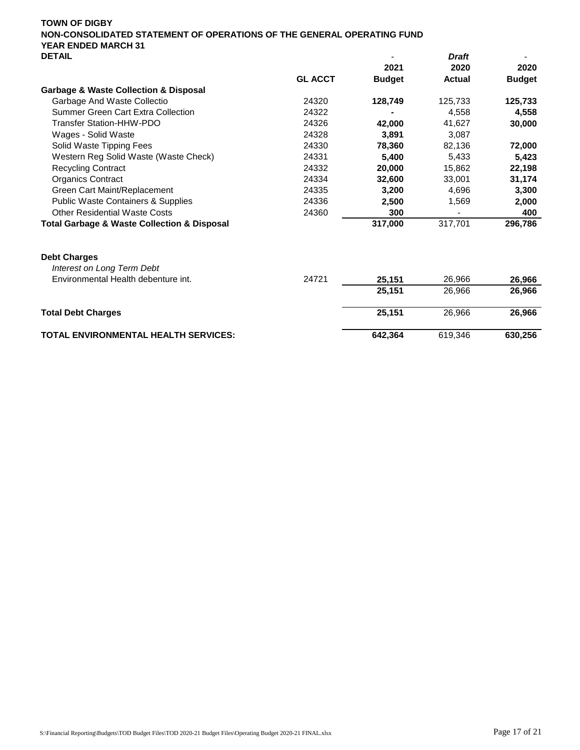**TOWN OF DIGBY**
**NON-CONSOLIDATED STATEMENT OF OPERATIONS OF THE GENERAL OPERATING FUND**
**YEAR ENDED MARCH 31**
**DETAIL**

| | GL ACCT | - 2021 Budget | *Draft* 2020 Actual | - 2020 Budget |
|---|---|---|---|---|
| **Garbage & Waste Collection & Disposal** | | | | |
| Garbage And Waste Collectio | 24320 | **128,749** | 125,733 | **125,733** |
| Summer Green Cart Extra Collection | 24322 | **-** | 4,558 | **4,558** |
| Transfer Station-HHW-PDO | 24326 | **42,000** | 41,627 | **30,000** |
| Wages - Solid Waste | 24328 | **3,891** | 3,087 | |
| Solid Waste Tipping Fees | 24330 | **78,360** | 82,136 | **72,000** |
| Western Reg Solid Waste (Waste Check) | 24331 | **5,400** | 5,433 | **5,423** |
| Recycling Contract | 24332 | **20,000** | 15,862 | **22,198** |
| Organics Contract | 24334 | **32,600** | 33,001 | **31,174** |
| Green Cart Maint/Replacement | 24335 | **3,200** | 4,696 | **3,300** |
| Public Waste Containers & Supplies | 24336 | **2,500** | 1,569 | **2,000** |
| Other Residential Waste Costs | 24360 | **300** | - | **400** |
| **Total Garbage & Waste Collection & Disposal** | | **317,000** | 317,701 | **296,786** |
| | | | | |
| **Debt Charges** | | | | |
| *Interest on Long Term Debt* | | | | |
| Environmental Health debenture int. | 24721 | **25,151** | 26,966 | **26,966** |
| | | **25,151** | 26,966 | **26,966** |
| | | | | |
| **Total Debt Charges** | | **25,151** | 26,966 | **26,966** |
| | | | | |
| **TOTAL ENVIRONMENTAL HEALTH SERVICES:** | | **642,364** | 619,346 | **630,256** |

S:\Financial Reporting\Budgets\TOD Budget Files\TOD 2020-21 Budget Files\Operating Budget 2020-21 FINAL.xlsx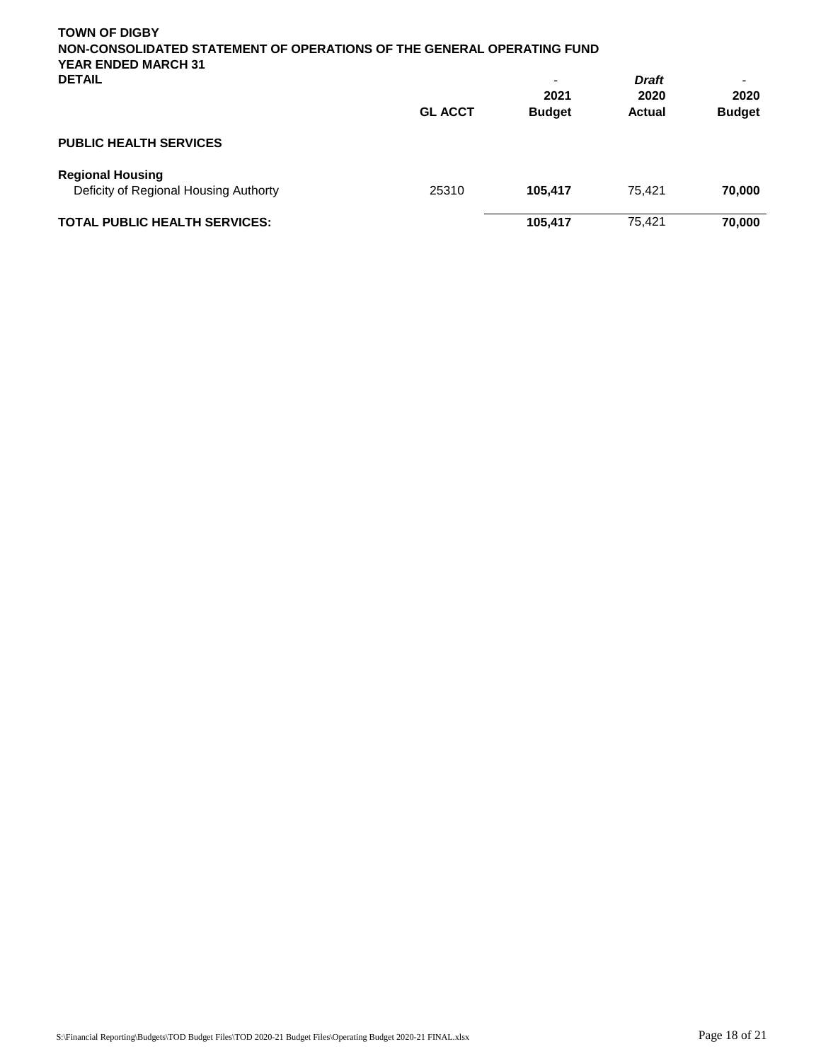**TOWN OF DIGBY**
**NON-CONSOLIDATED STATEMENT OF OPERATIONS OF THE GENERAL OPERATING FUND**
**YEAR ENDED MARCH 31**
**DETAIL**

| | GL ACCT | - <br> 2021 <br> Budget | *Draft* <br> 2020 <br> Actual | - <br> 2020 <br> Budget |
|---|---|---|---|---|
| **PUBLIC HEALTH SERVICES** | | | | |
| **Regional Housing** | | | | |
| Deficity of Regional Housing Authorty | 25310 | **105,417** | 75,421 | **70,000** |
| **TOTAL PUBLIC HEALTH SERVICES:** | | **105,417** | 75,421 | **70,000** |

S:\Financial Reporting\Budgets\TOD Budget Files\TOD 2020-21 Budget Files\Operating Budget 2020-21 FINAL.xlsx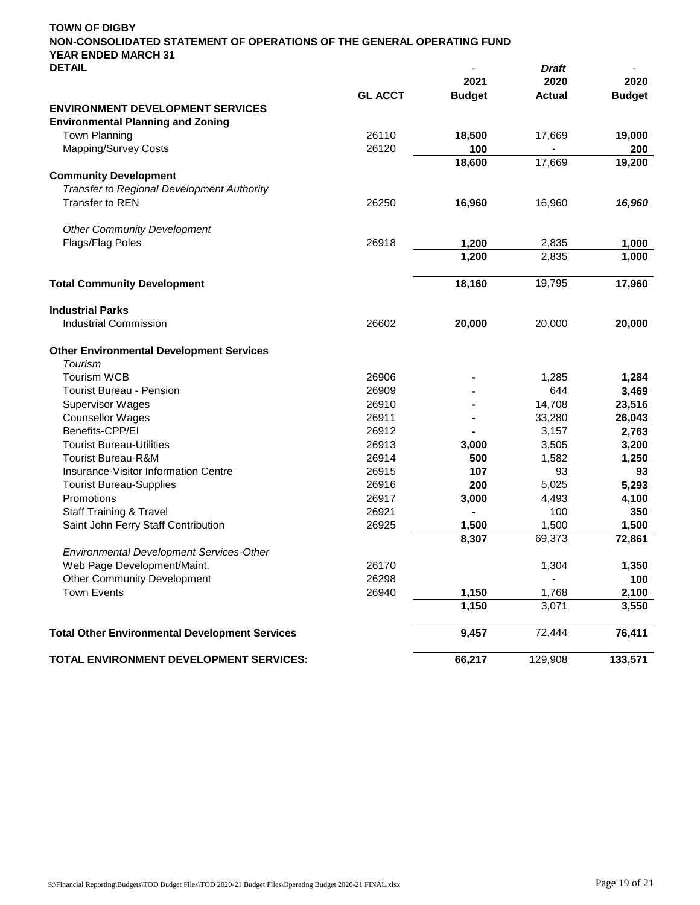**TOWN OF DIGBY**
**NON-CONSOLIDATED STATEMENT OF OPERATIONS OF THE GENERAL OPERATING FUND**
**YEAR ENDED MARCH 31**
**DETAIL**

| | GL ACCT | 2021 Budget | *Draft* 2020 Actual | 2020 Budget |
|---|---|---|---|---|
| **ENVIRONMENT DEVELOPMENT SERVICES** | | | | |
| **Environmental Planning and Zoning** | | | | |
| Town Planning | 26110 | **18,500** | 17,669 | **19,000** |
| Mapping/Survey Costs | 26120 | **100** | - | **200** |
| | | **18,600** | 17,669 | **19,200** |
| **Community Development** | | | | |
| *Transfer to Regional Development Authority* | | | | |
| Transfer to REN | 26250 | **16,960** | 16,960 | ***16,960*** |
| *Other Community Development* | | | | |
| Flags/Flag Poles | 26918 | **1,200** | 2,835 | **1,000** |
| | | **1,200** | 2,835 | **1,000** |
| **Total Community Development** | | **18,160** | 19,795 | **17,960** |
| **Industrial Parks** | | | | |
| Industrial Commission | 26602 | **20,000** | 20,000 | **20,000** |
| **Other Environmental Development Services** | | | | |
| *Tourism* | | | | |
| Tourism WCB | 26906 | **-** | 1,285 | **1,284** |
| Tourist Bureau - Pension | 26909 | **-** | 644 | **3,469** |
| Supervisor Wages | 26910 | **-** | 14,708 | **23,516** |
| Counsellor Wages | 26911 | **-** | 33,280 | **26,043** |
| Benefits-CPP/EI | 26912 | **-** | 3,157 | **2,763** |
| Tourist Bureau-Utilities | 26913 | **3,000** | 3,505 | **3,200** |
| Tourist Bureau-R&M | 26914 | **500** | 1,582 | **1,250** |
| Insurance-Visitor Information Centre | 26915 | **107** | 93 | **93** |
| Tourist Bureau-Supplies | 26916 | **200** | 5,025 | **5,293** |
| Promotions | 26917 | **3,000** | 4,493 | **4,100** |
| Staff Training & Travel | 26921 | **-** | 100 | **350** |
| Saint John Ferry Staff Contribution | 26925 | **1,500** | 1,500 | **1,500** |
| | | **8,307** | 69,373 | **72,861** |
| *Environmental Development Services-Other* | | | | |
| Web Page Development/Maint. | 26170 | | 1,304 | **1,350** |
| Other Community Development | 26298 | | - | **100** |
| Town Events | 26940 | **1,150** | 1,768 | **2,100** |
| | | **1,150** | 3,071 | **3,550** |
| **Total Other Environmental Development Services** | | **9,457** | 72,444 | **76,411** |
| **TOTAL ENVIRONMENT DEVELOPMENT SERVICES:** | | **66,217** | 129,908 | **133,571** |

S:\Financial Reporting\Budgets\TOD Budget Files\TOD 2020-21 Budget Files\Operating Budget 2020-21 FINAL.xlsx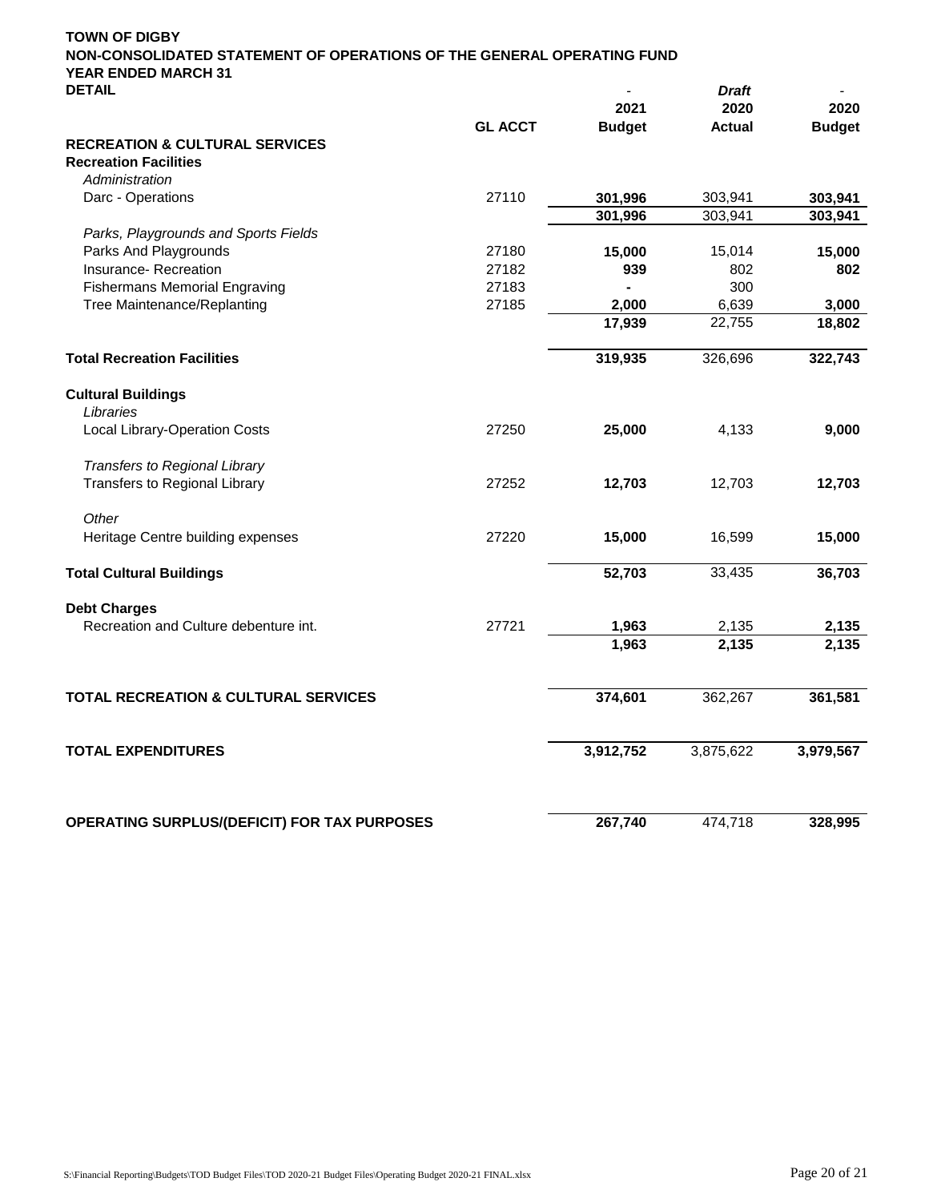**TOWN OF DIGBY**
**NON-CONSOLIDATED STATEMENT OF OPERATIONS OF THE GENERAL OPERATING FUND**
**YEAR ENDED MARCH 31**
**DETAIL**

| | GL ACCT | - 2021 Budget | *Draft* 2020 Actual | - 2020 Budget |
|---|---|---|---|---|
| **RECREATION & CULTURAL SERVICES** | | | | |
| **Recreation Facilities** | | | | |
| *Administration* | | | | |
| Darc - Operations | 27110 | **301,996** | 303,941 | **303,941** |
| | | **301,996** | 303,941 | **303,941** |
| *Parks, Playgrounds and Sports Fields* | | | | |
| Parks And Playgrounds | 27180 | **15,000** | 15,014 | **15,000** |
| Insurance- Recreation | 27182 | **939** | 802 | **802** |
| Fishermans Memorial Engraving | 27183 | **-** | 300 | |
| Tree Maintenance/Replanting | 27185 | **2,000** | 6,639 | **3,000** |
| | | **17,939** | 22,755 | **18,802** |
| **Total Recreation Facilities** | | **319,935** | 326,696 | **322,743** |
| **Cultural Buildings** | | | | |
| *Libraries* | | | | |
| Local Library-Operation Costs | 27250 | **25,000** | 4,133 | **9,000** |
| *Transfers to Regional Library* | | | | |
| Transfers to Regional Library | 27252 | **12,703** | 12,703 | **12,703** |
| *Other* | | | | |
| Heritage Centre building expenses | 27220 | **15,000** | 16,599 | **15,000** |
| **Total Cultural Buildings** | | **52,703** | 33,435 | **36,703** |
| **Debt Charges** | | | | |
| Recreation and Culture debenture int. | 27721 | **1,963** | 2,135 | **2,135** |
| | | **1,963** | **2,135** | **2,135** |
| **TOTAL RECREATION & CULTURAL SERVICES** | | **374,601** | 362,267 | **361,581** |
| **TOTAL EXPENDITURES** | | **3,912,752** | 3,875,622 | **3,979,567** |
| **OPERATING SURPLUS/(DEFICIT) FOR TAX PURPOSES** | | **267,740** | 474,718 | **328,995** |

S:\Financial Reporting\Budgets\TOD Budget Files\TOD 2020-21 Budget Files\Operating Budget 2020-21 FINAL.xlsx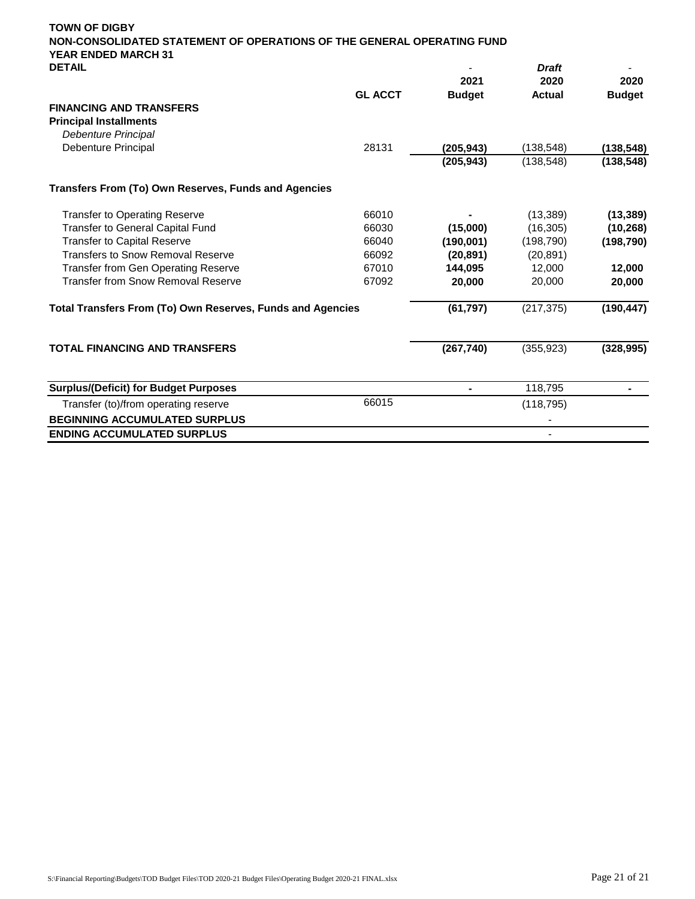**TOWN OF DIGBY**
**NON-CONSOLIDATED STATEMENT OF OPERATIONS OF THE GENERAL OPERATING FUND**
**YEAR ENDED MARCH 31**
**DETAIL**

| | GL ACCT | 2021 Budget | *Draft* 2020 Actual | 2020 Budget |
|---|---|---|---|---|
| **FINANCING AND TRANSFERS** | | | | |
| **Principal Installments** | | | | |
| *Debenture Principal* | | | | |
| Debenture Principal | 28131 | **(205,943)** | (138,548) | **(138,548)** |
| | | **(205,943)** | (138,548) | **(138,548)** |
| **Transfers From (To) Own Reserves, Funds and Agencies** | | | | |
| Transfer to Operating Reserve | 66010 | **-** | (13,389) | **(13,389)** |
| Transfer to General Capital Fund | 66030 | **(15,000)** | (16,305) | **(10,268)** |
| Transfer to Capital Reserve | 66040 | **(190,001)** | (198,790) | **(198,790)** |
| Transfers to Snow Removal Reserve | 66092 | **(20,891)** | (20,891) | |
| Transfer from Gen Operating Reserve | 67010 | **144,095** | 12,000 | **12,000** |
| Transfer from Snow Removal Reserve | 67092 | **20,000** | 20,000 | **20,000** |
| **Total Transfers From (To) Own Reserves, Funds and Agencies** | | **(61,797)** | (217,375) | **(190,447)** |
| **TOTAL FINANCING AND TRANSFERS** | | **(267,740)** | (355,923) | **(328,995)** |
| **Surplus/(Deficit) for Budget Purposes** | | **-** | 118,795 | **-** |
| Transfer (to)/from operating reserve | 66015 | | (118,795) | |
| **BEGINNING ACCUMULATED SURPLUS** | | | - | |
| **ENDING ACCUMULATED SURPLUS** | | | - | |

S:\Financial Reporting\Budgets\TOD Budget Files\TOD 2020-21 Budget Files\Operating Budget 2020-21 FINAL.xlsx